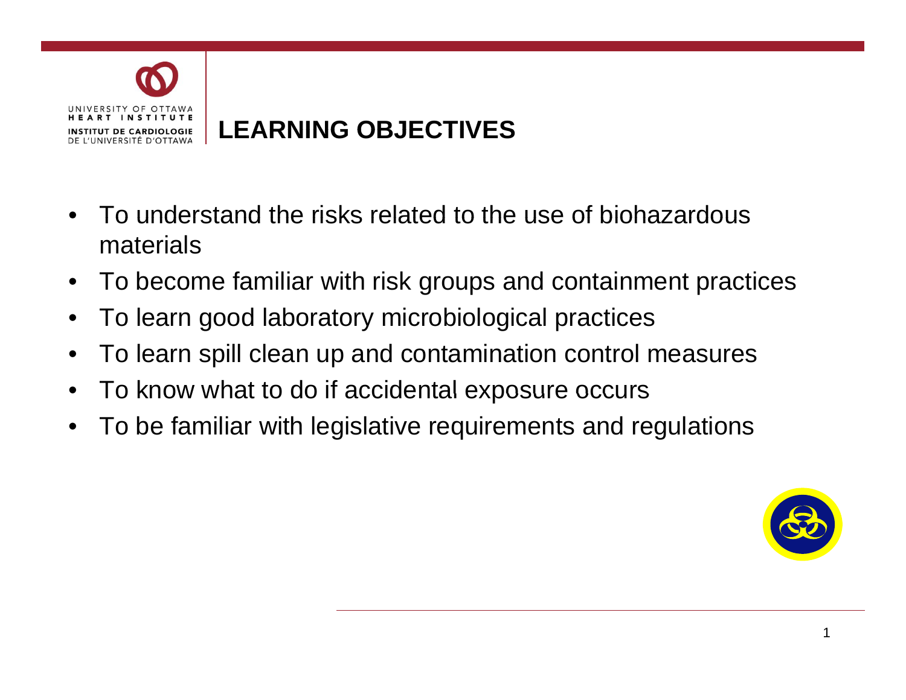# LEARNING OBJECTIVES

- To understand the risks related to the use of biohazardous materials
- To become familiar with risk groups and containment practices
- To learn good laboratory microbiological practices
- To learn spill clean up and contamination control measures
- To know what to do if accidental exposure occurs
- To be familiar with legislative requirements and regulations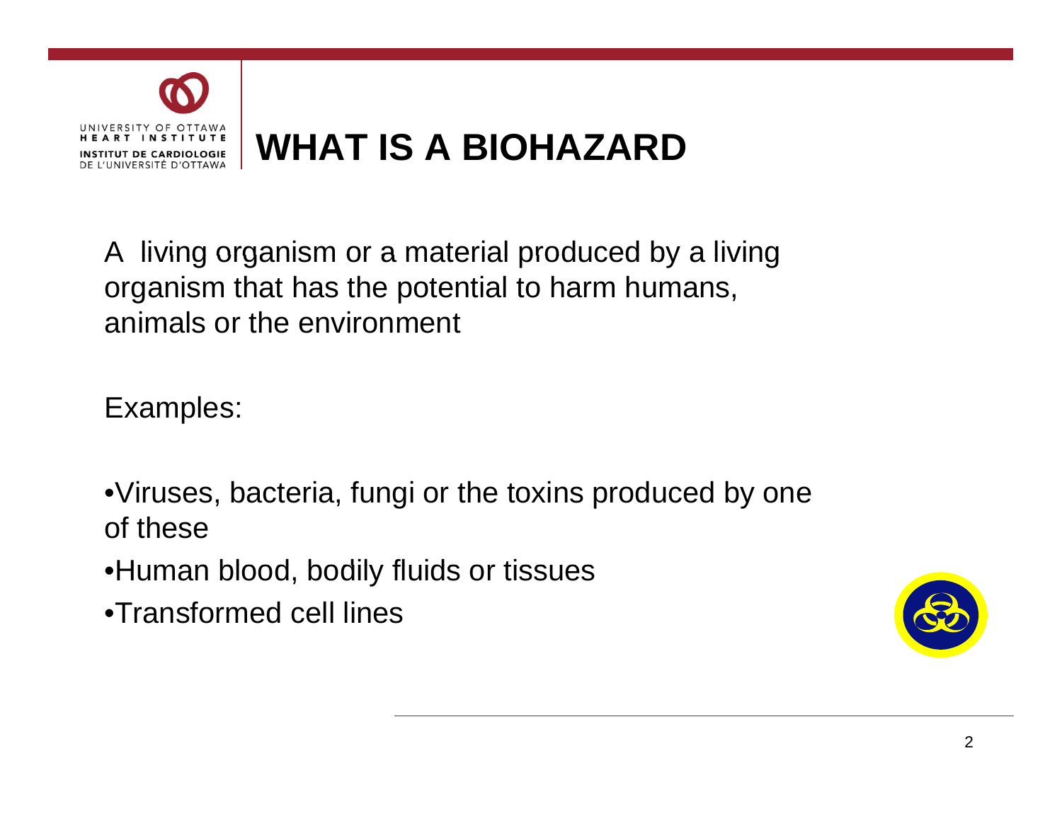# WHAT IS A BIOHAZARD

A living organism or a material produced by a living organism that has the potential to harm humans, animals or the environment

Examples:

- Viruses, bacteria, fungi or the toxins produced by one of these
- Human blood, bodily fluids or tissues
- Transformed cell lines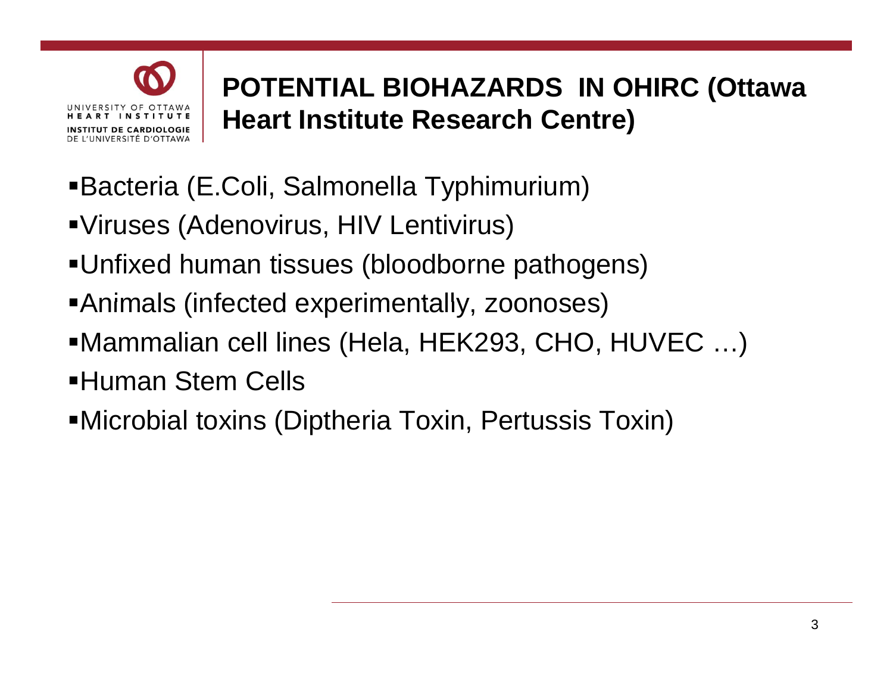## POTENTIAL BIOHAZARDS IN OHIRC (Ottawa Heart Institute Research Centre)

- Bacteria (E.Coli, Salmonella Typhimurium)
- Viruses (Adenovirus, HIV Lentivirus)
- Unfixed human tissues (bloodborne pathogens)
- Animals (infected experimentally, zoonoses)
- Mammalian cell lines (Hela, HEK293, CHO, HUVEC …)
- Human Stem Cells
- Microbial toxins (Diptheria Toxin, Pertussis Toxin)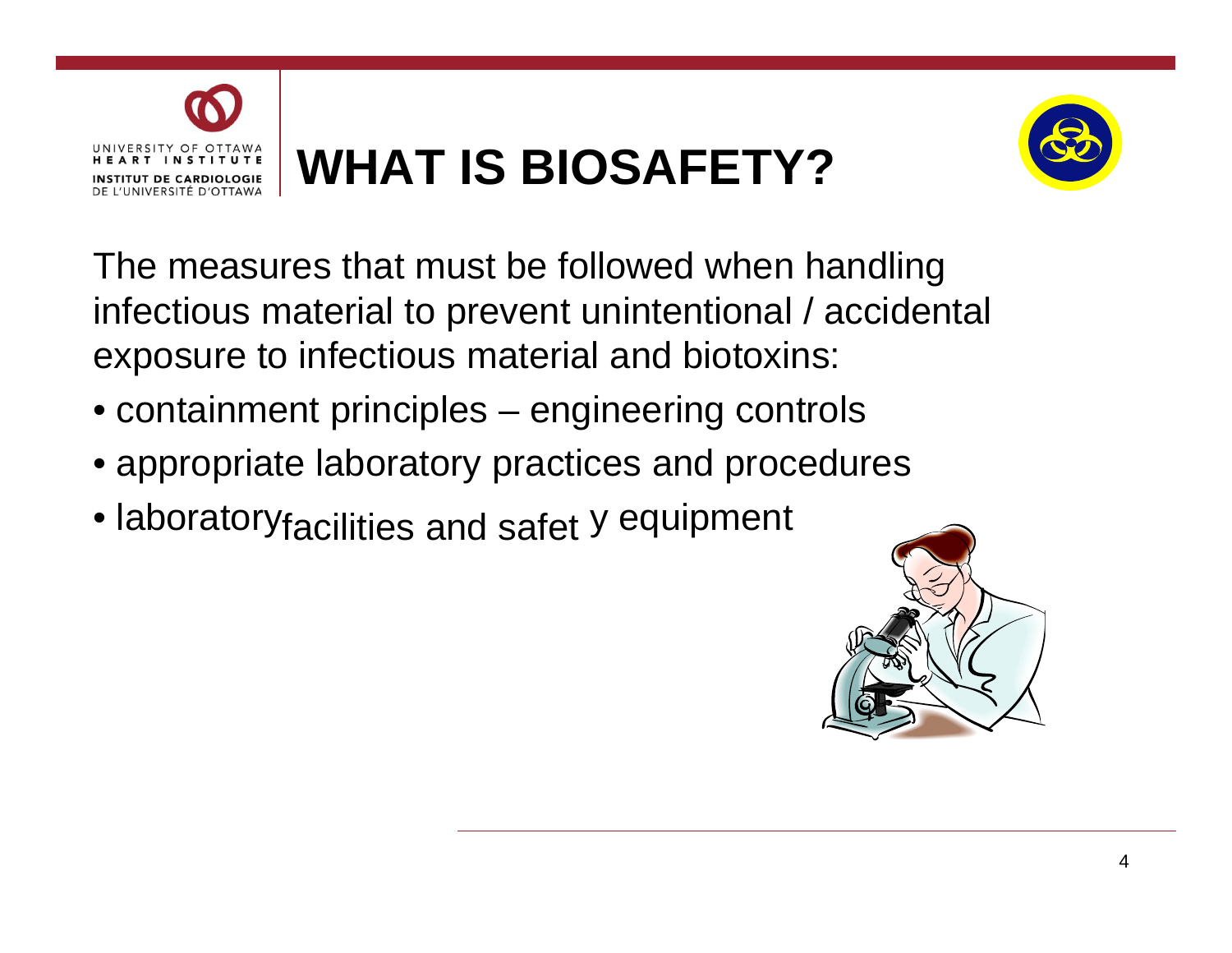# WHAT IS BIOSAFETY?

The measures that must be followed when handling infectious material to prevent unintentional / accidental exposure to infectious material and biotoxins:

- containment principles – engineering controls
- appropriate laboratory practices and procedures
- laboratory facilities and safety equipment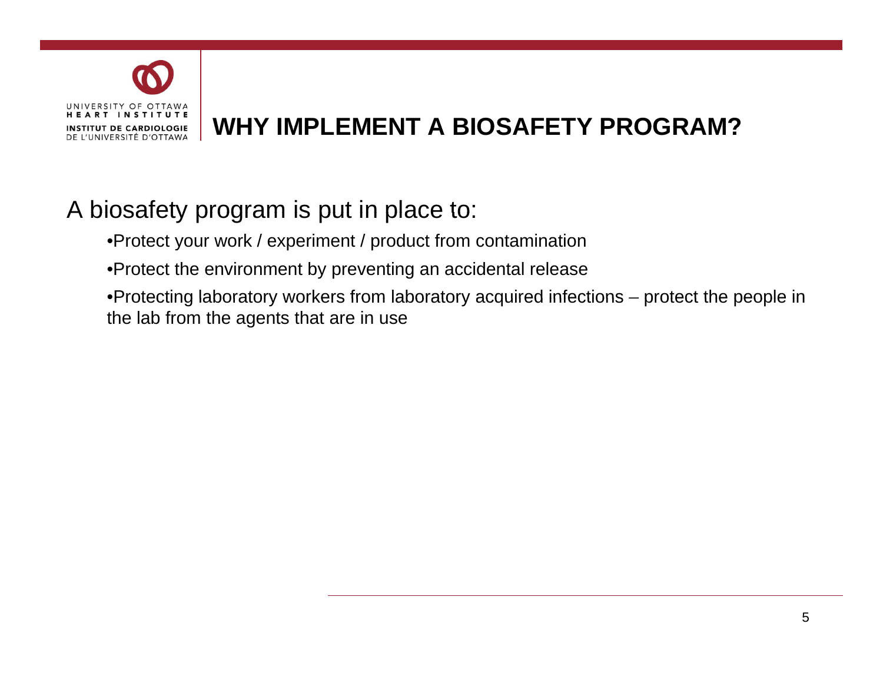# WHY IMPLEMENT A BIOSAFETY PROGRAM?

A biosafety program is put in place to:

- Protect your work / experiment / product from contamination
- Protect the environment by preventing an accidental release
- Protecting laboratory workers from laboratory acquired infections – protect the people in the lab from the agents that are in use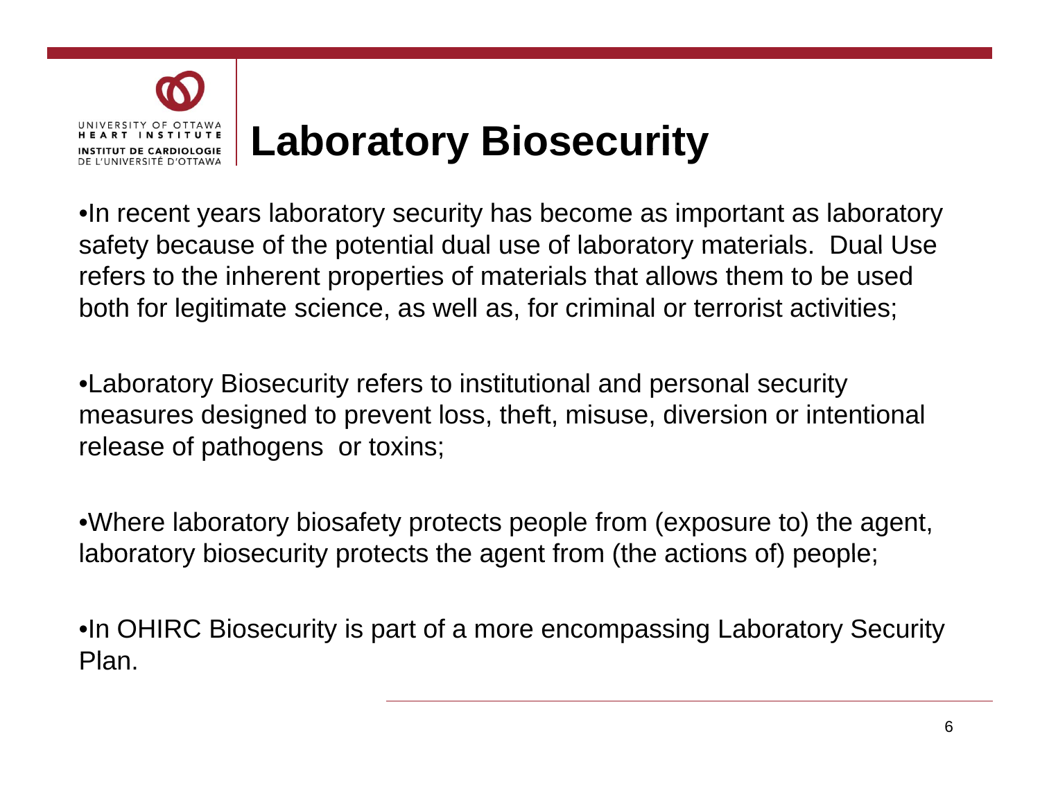# Laboratory Biosecurity

- In recent years laboratory security has become as important as laboratory safety because of the potential dual use of laboratory materials. Dual Use refers to the inherent properties of materials that allows them to be used both for legitimate science, as well as, for criminal or terrorist activities;

- Laboratory Biosecurity refers to institutional and personal security measures designed to prevent loss, theft, misuse, diversion or intentional release of pathogens or toxins;

- Where laboratory biosafety protects people from (exposure to) the agent, laboratory biosecurity protects the agent from (the actions of) people;

- In OHIRC Biosecurity is part of a more encompassing Laboratory Security Plan.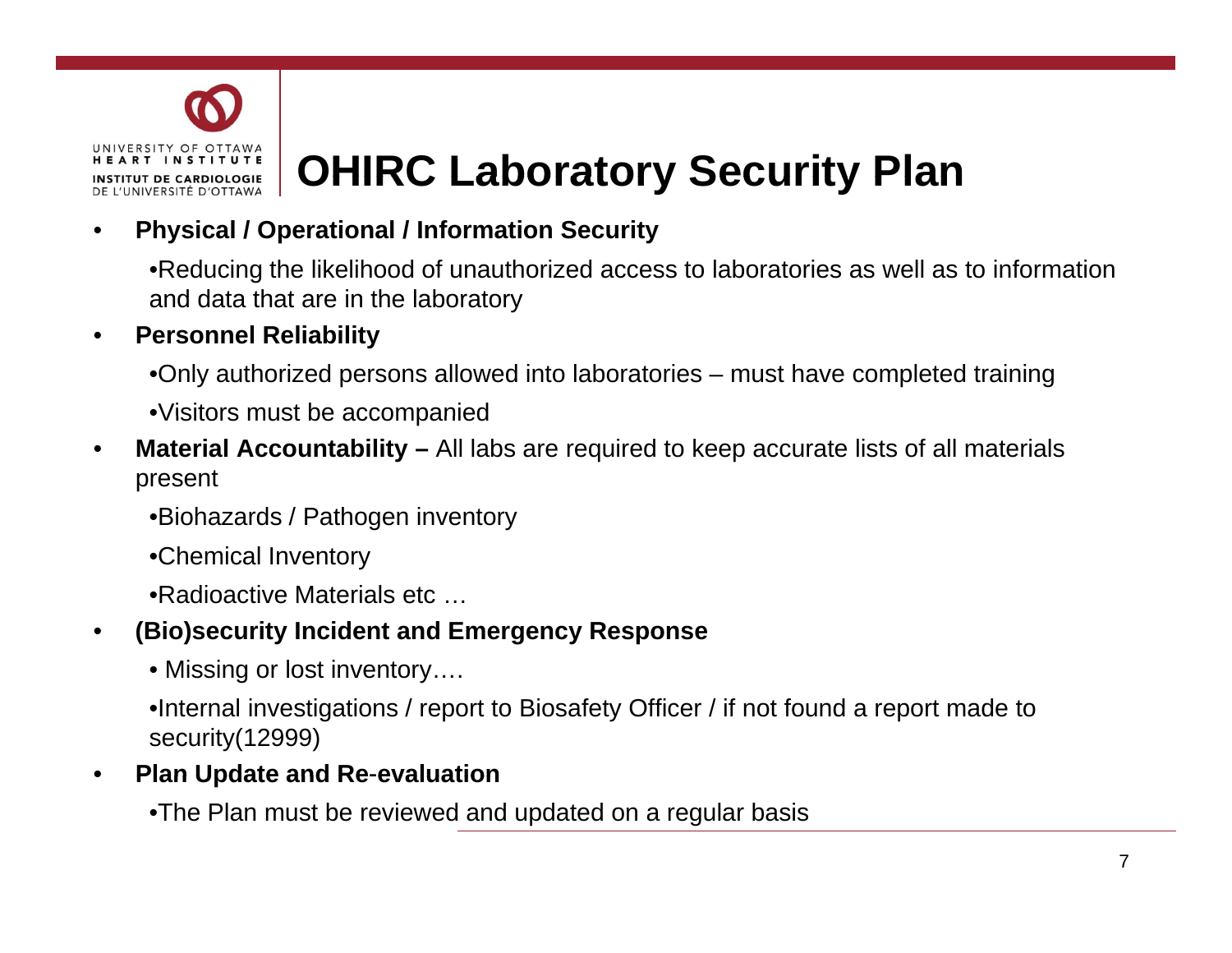# OHIRC Laboratory Security Plan

- **Physical / Operational / Information Security**
  - Reducing the likelihood of unauthorized access to laboratories as well as to information and data that are in the laboratory
- **Personnel Reliability**
  - Only authorized persons allowed into laboratories – must have completed training
  - Visitors must be accompanied
- **Material Accountability –** All labs are required to keep accurate lists of all materials present
  - Biohazards / Pathogen inventory
  - Chemical Inventory
  - Radioactive Materials etc …
- **(Bio)security Incident and Emergency Response**
  - Missing or lost inventory….
  - Internal investigations / report to Biosafety Officer / if not found a report made to security(12999)
- **Plan Update and Re-evaluation**
  - The Plan must be reviewed and updated on a regular basis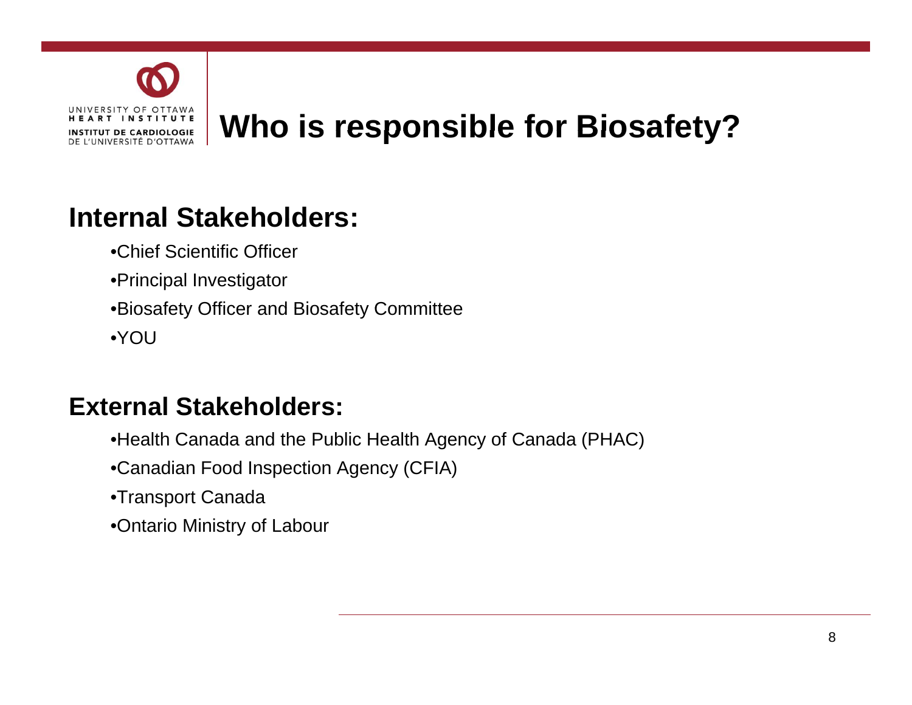# Who is responsible for Biosafety?

## Internal Stakeholders:

- Chief Scientific Officer
- Principal Investigator
- Biosafety Officer and Biosafety Committee
- YOU

## External Stakeholders:

- Health Canada and the Public Health Agency of Canada (PHAC)
- Canadian Food Inspection Agency (CFIA)
- Transport Canada
- Ontario Ministry of Labour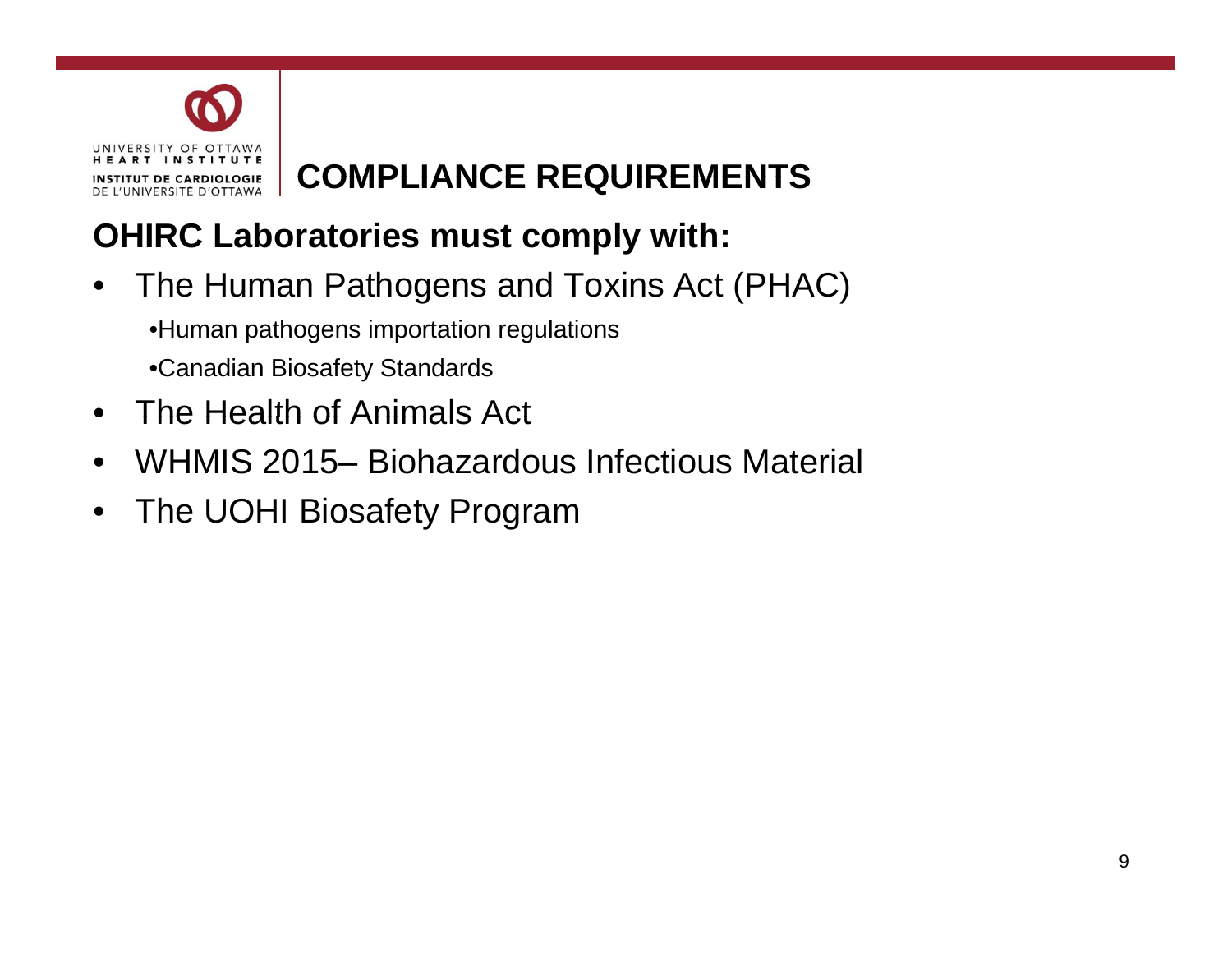# COMPLIANCE REQUIREMENTS

**OHIRC Laboratories must comply with:**

- The Human Pathogens and Toxins Act (PHAC)
  - Human pathogens importation regulations
  - Canadian Biosafety Standards
- The Health of Animals Act
- WHMIS 2015– Biohazardous Infectious Material
- The UOHI Biosafety Program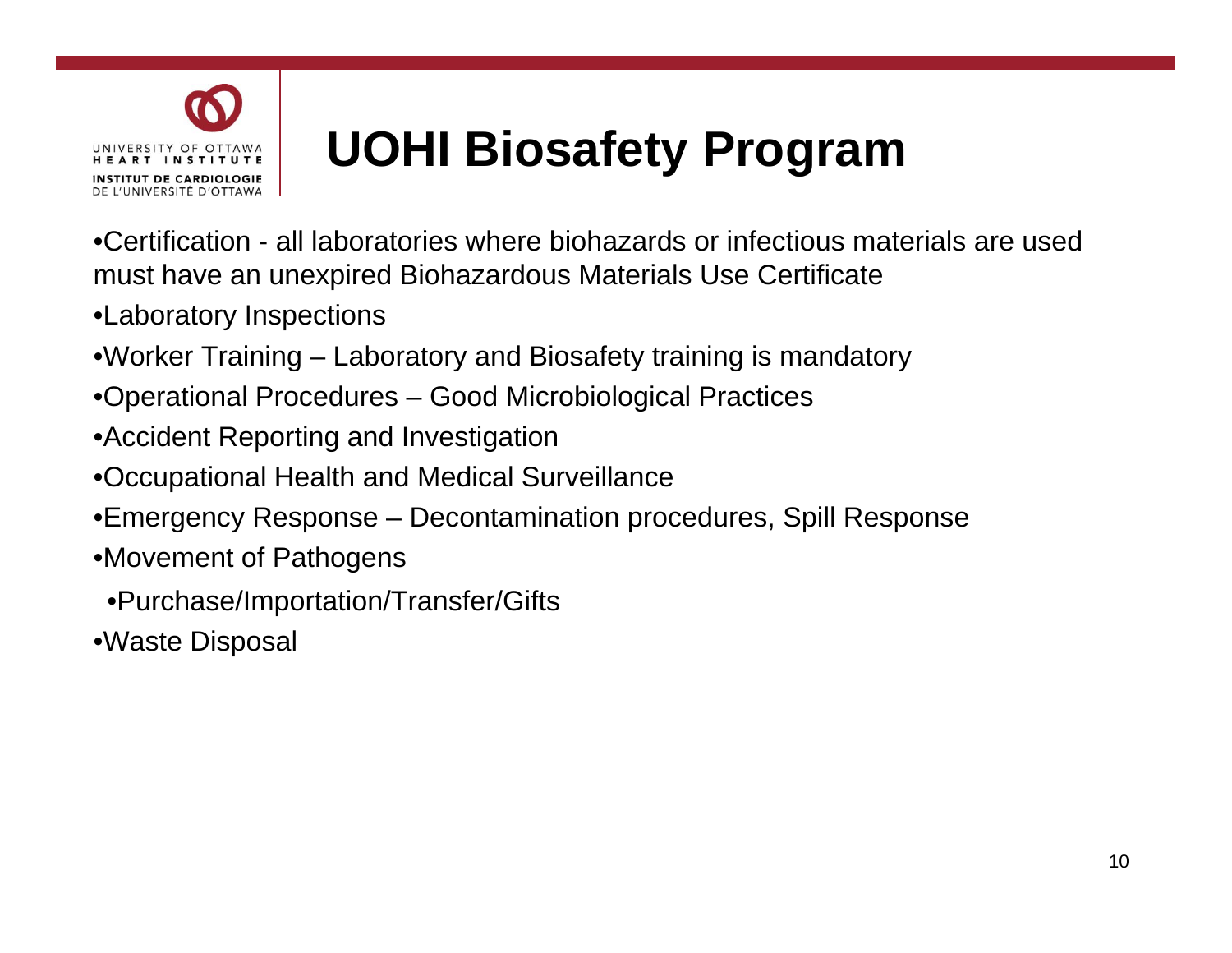# UOHI Biosafety Program

- Certification - all laboratories where biohazards or infectious materials are used must have an unexpired Biohazardous Materials Use Certificate
- Laboratory Inspections
- Worker Training – Laboratory and Biosafety training is mandatory
- Operational Procedures – Good Microbiological Practices
- Accident Reporting and Investigation
- Occupational Health and Medical Surveillance
- Emergency Response – Decontamination procedures, Spill Response
- Movement of Pathogens
  - Purchase/Importation/Transfer/Gifts
- Waste Disposal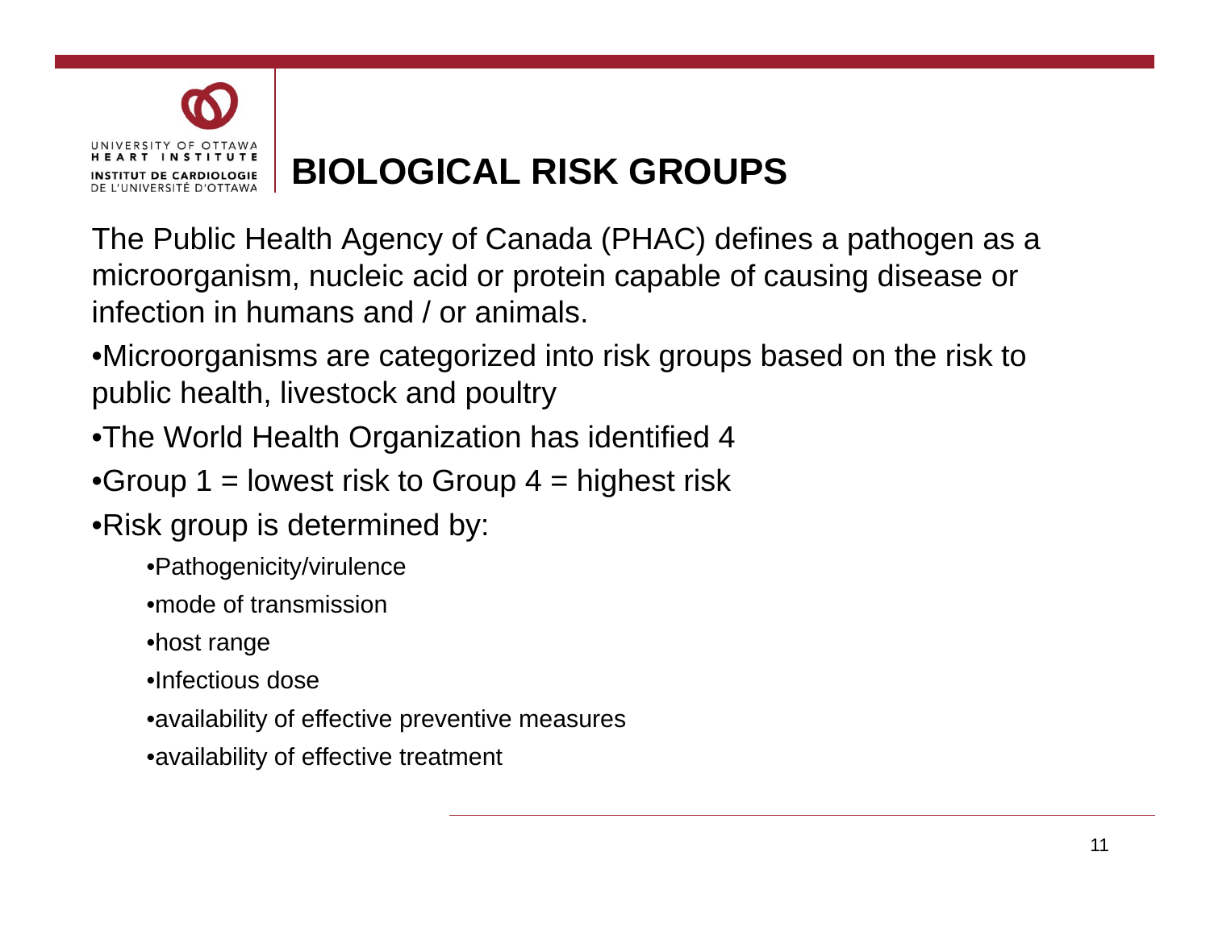# BIOLOGICAL RISK GROUPS

The Public Health Agency of Canada (PHAC) defines a pathogen as a microorganism, nucleic acid or protein capable of causing disease or infection in humans and / or animals.

- Microorganisms are categorized into risk groups based on the risk to public health, livestock and poultry
- The World Health Organization has identified 4
- Group 1 = lowest risk to Group 4 = highest risk
- Risk group is determined by:
  - Pathogenicity/virulence
  - mode of transmission
  - host range
  - Infectious dose
  - availability of effective preventive measures
  - availability of effective treatment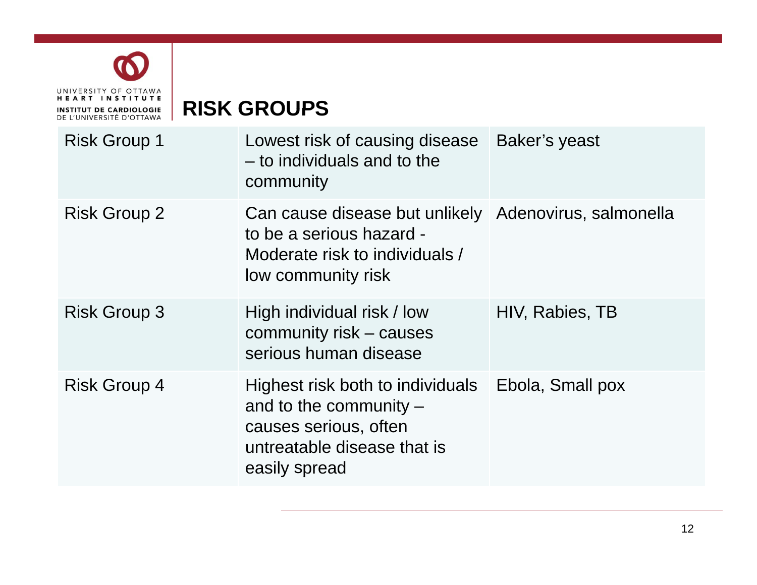# RISK GROUPS

| | | |
|---|---|---|
| Risk Group 1 | Lowest risk of causing disease – to individuals and to the community | Baker's yeast |
| Risk Group 2 | Can cause disease but unlikely to be a serious hazard - Moderate risk to individuals / low community risk | Adenovirus, salmonella |
| Risk Group 3 | High individual risk / low community risk – causes serious human disease | HIV, Rabies, TB |
| Risk Group 4 | Highest risk both to individuals and to the community – causes serious, often untreatable disease that is easily spread | Ebola, Small pox |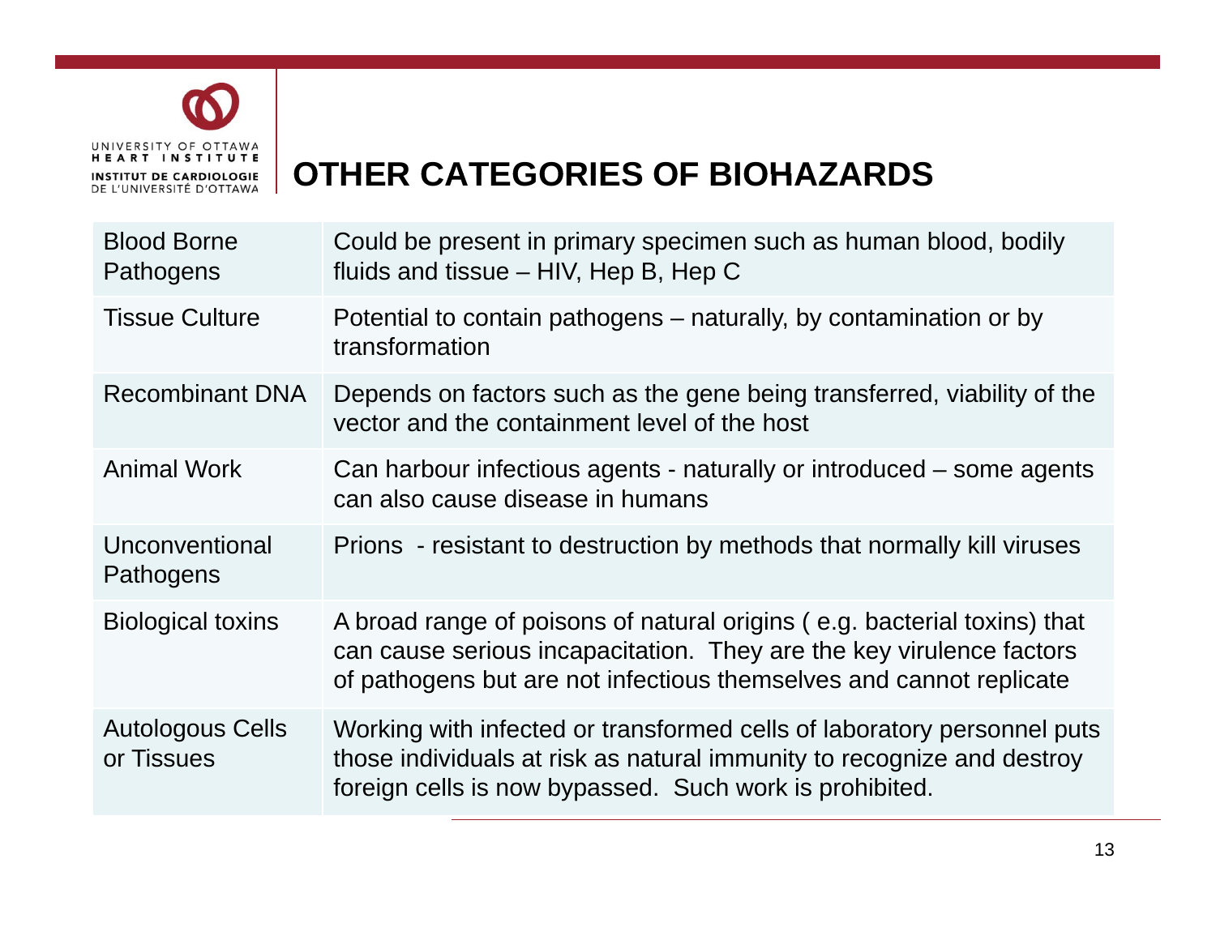# OTHER CATEGORIES OF BIOHAZARDS

| | |
|---|---|
| Blood Borne Pathogens | Could be present in primary specimen such as human blood, bodily fluids and tissue – HIV, Hep B, Hep C |
| Tissue Culture | Potential to contain pathogens – naturally, by contamination or by transformation |
| Recombinant DNA | Depends on factors such as the gene being transferred, viability of the vector and the containment level of the host |
| Animal Work | Can harbour infectious agents - naturally or introduced – some agents can also cause disease in humans |
| Unconventional Pathogens | Prions - resistant to destruction by methods that normally kill viruses |
| Biological toxins | A broad range of poisons of natural origins ( e.g. bacterial toxins) that can cause serious incapacitation. They are the key virulence factors of pathogens but are not infectious themselves and cannot replicate |
| Autologous Cells or Tissues | Working with infected or transformed cells of laboratory personnel puts those individuals at risk as natural immunity to recognize and destroy foreign cells is now bypassed. Such work is prohibited. |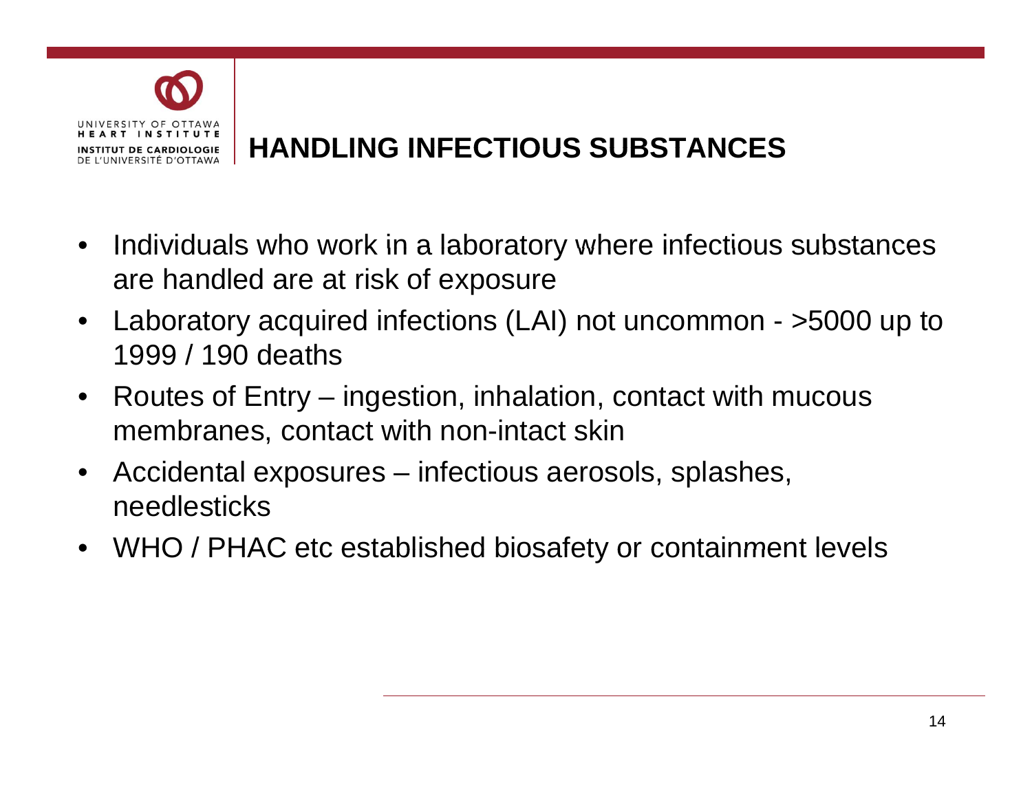# HANDLING INFECTIOUS SUBSTANCES

- Individuals who work in a laboratory where infectious substances are handled are at risk of exposure
- Laboratory acquired infections (LAI) not uncommon - >5000 up to 1999 / 190 deaths
- Routes of Entry – ingestion, inhalation, contact with mucous membranes, contact with non-intact skin
- Accidental exposures – infectious aerosols, splashes, needlesticks
- WHO / PHAC etc established biosafety or containment levels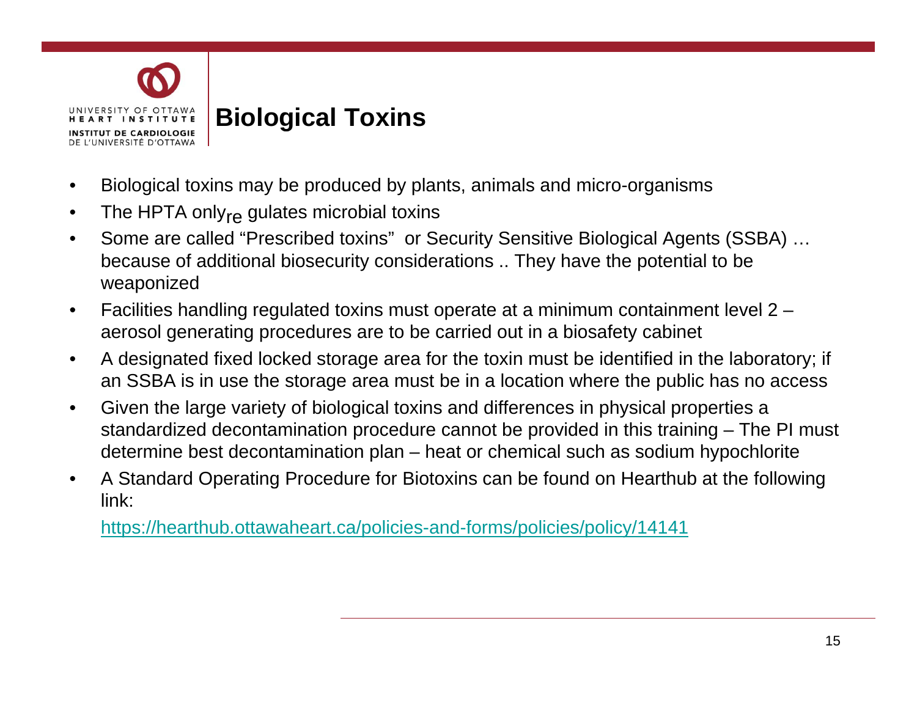# Biological Toxins

- Biological toxins may be produced by plants, animals and micro-organisms
- The HPTA only regulates microbial toxins
- Some are called "Prescribed toxins" or Security Sensitive Biological Agents (SSBA) … because of additional biosecurity considerations .. They have the potential to be weaponized
- Facilities handling regulated toxins must operate at a minimum containment level 2 – aerosol generating procedures are to be carried out in a biosafety cabinet
- A designated fixed locked storage area for the toxin must be identified in the laboratory; if an SSBA is in use the storage area must be in a location where the public has no access
- Given the large variety of biological toxins and differences in physical properties a standardized decontamination procedure cannot be provided in this training – The PI must determine best decontamination plan – heat or chemical such as sodium hypochlorite
- A Standard Operating Procedure for Biotoxins can be found on Hearthub at the following link:

  https://hearthub.ottawaheart.ca/policies-and-forms/policies/policy/14141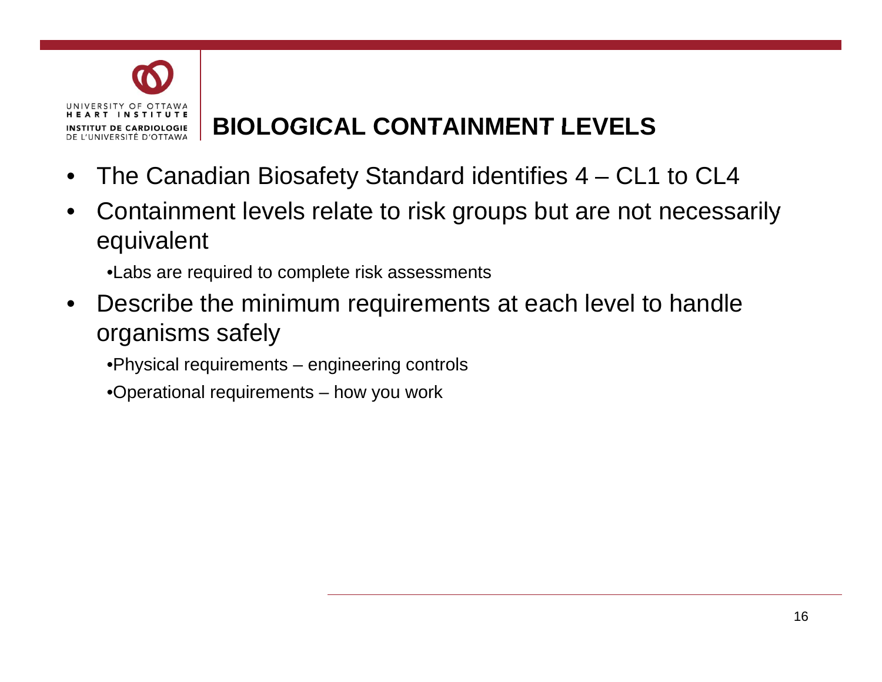# BIOLOGICAL CONTAINMENT LEVELS

- The Canadian Biosafety Standard identifies 4 – CL1 to CL4
- Containment levels relate to risk groups but are not necessarily equivalent
  - Labs are required to complete risk assessments
- Describe the minimum requirements at each level to handle organisms safely
  - Physical requirements – engineering controls
  - Operational requirements – how you work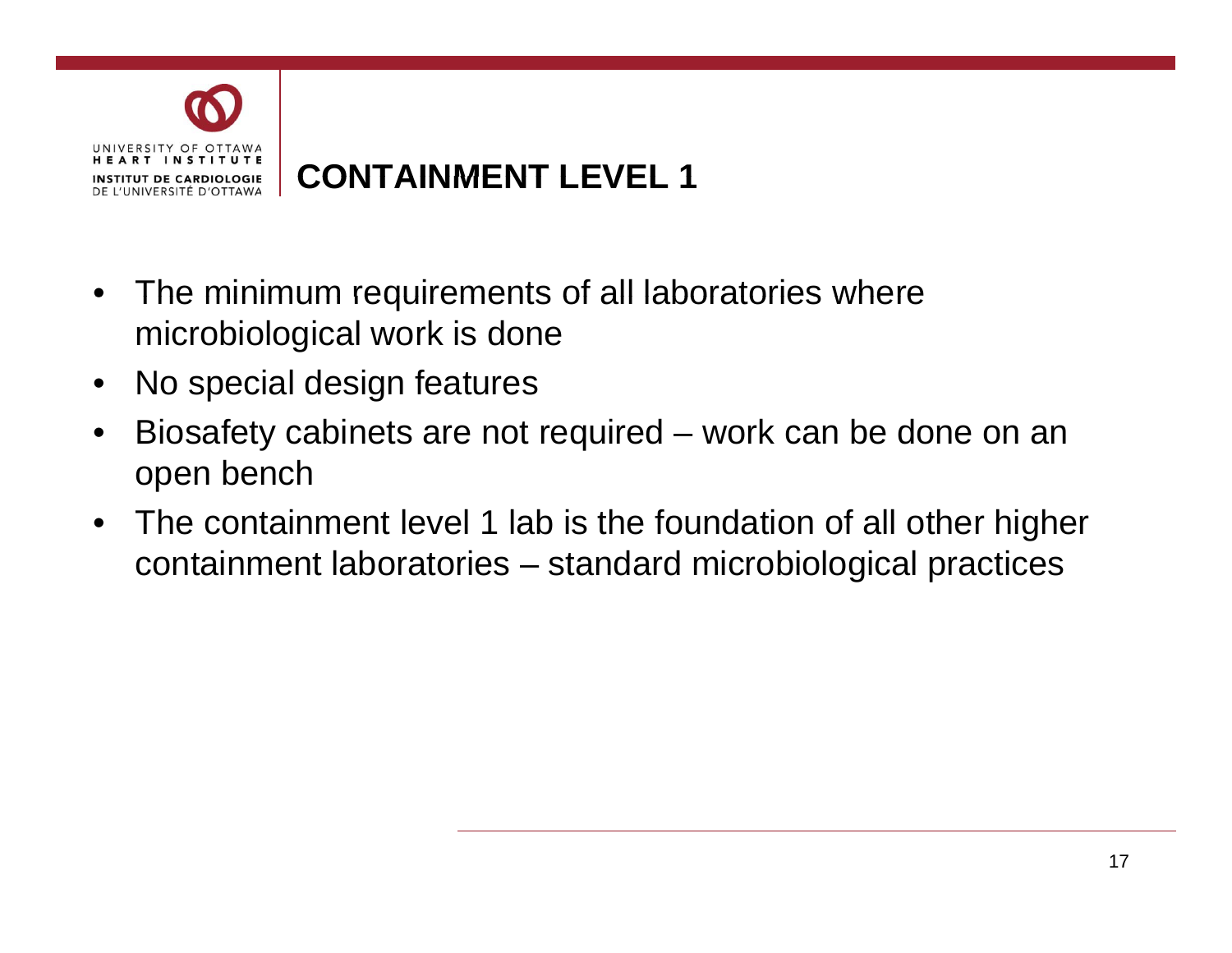# CONTAINMENT LEVEL 1

- The minimum requirements of all laboratories where microbiological work is done
- No special design features
- Biosafety cabinets are not required – work can be done on an open bench
- The containment level 1 lab is the foundation of all other higher containment laboratories – standard microbiological practices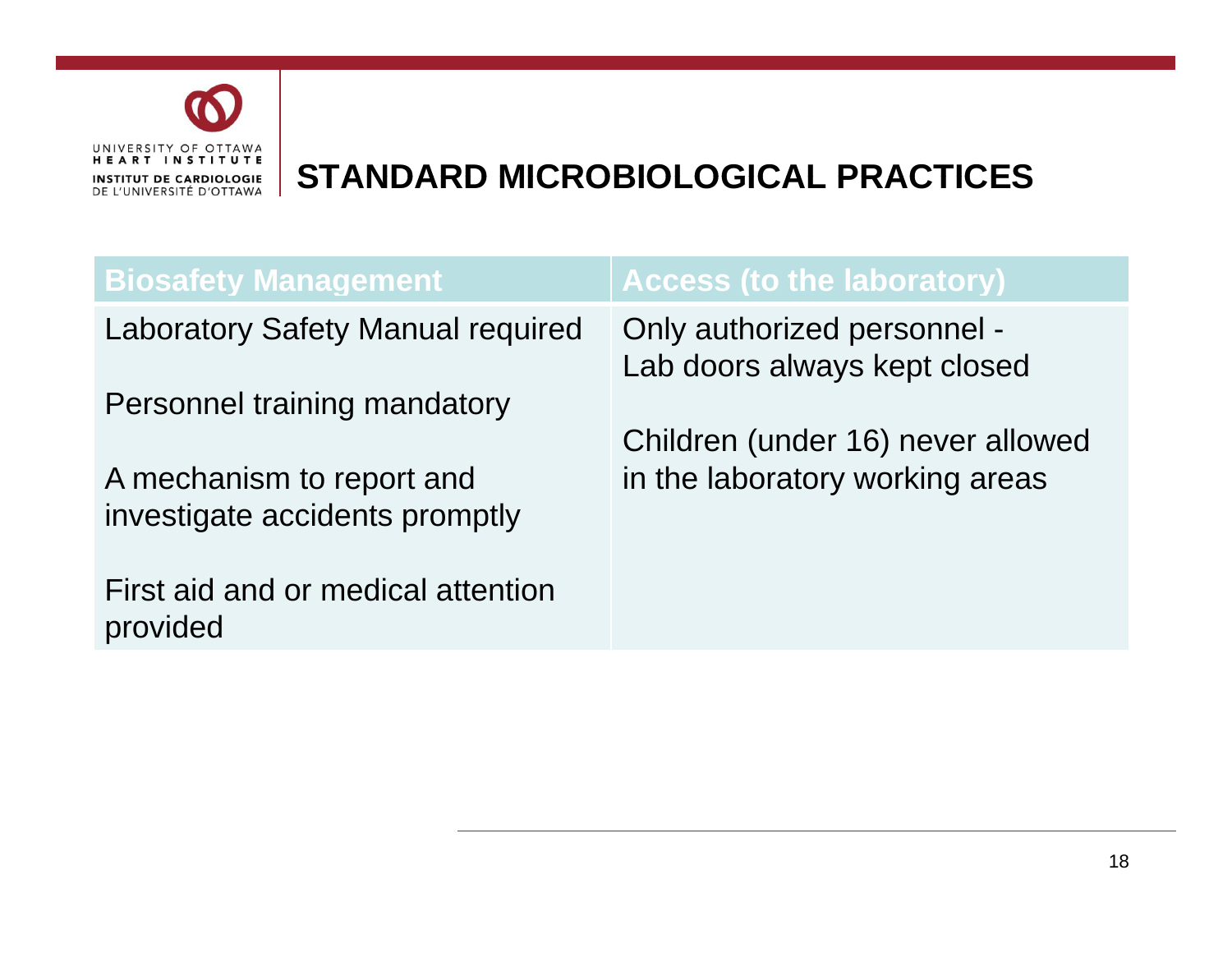# STANDARD MICROBIOLOGICAL PRACTICES

| Biosafety Management | Access (to the laboratory) |
|---|---|
| Laboratory Safety Manual required<br><br>Personnel training mandatory<br><br>A mechanism to report and investigate accidents promptly<br><br>First aid and or medical attention provided | Only authorized personnel - Lab doors always kept closed<br><br>Children (under 16) never allowed in the laboratory working areas |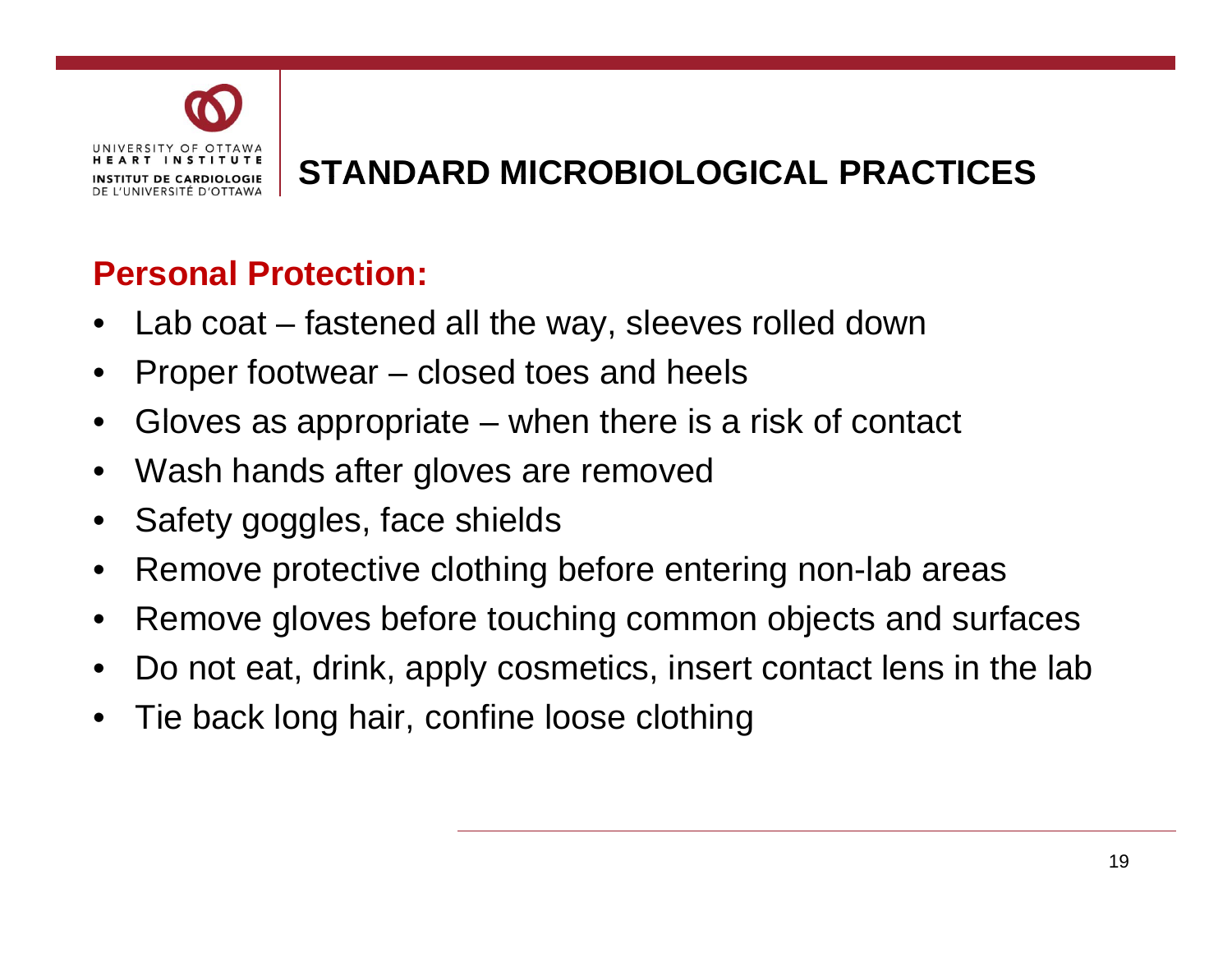# STANDARD MICROBIOLOGICAL PRACTICES

## Personal Protection:

- Lab coat – fastened all the way, sleeves rolled down
- Proper footwear – closed toes and heels
- Gloves as appropriate – when there is a risk of contact
- Wash hands after gloves are removed
- Safety goggles, face shields
- Remove protective clothing before entering non-lab areas
- Remove gloves before touching common objects and surfaces
- Do not eat, drink, apply cosmetics, insert contact lens in the lab
- Tie back long hair, confine loose clothing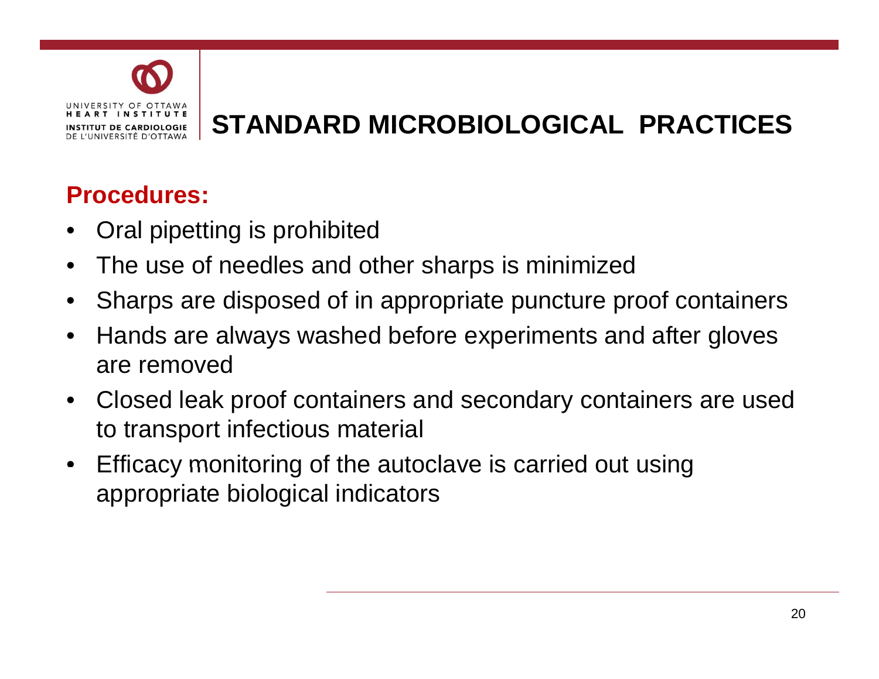# STANDARD MICROBIOLOGICAL PRACTICES

## Procedures:

- Oral pipetting is prohibited
- The use of needles and other sharps is minimized
- Sharps are disposed of in appropriate puncture proof containers
- Hands are always washed before experiments and after gloves are removed
- Closed leak proof containers and secondary containers are used to transport infectious material
- Efficacy monitoring of the autoclave is carried out using appropriate biological indicators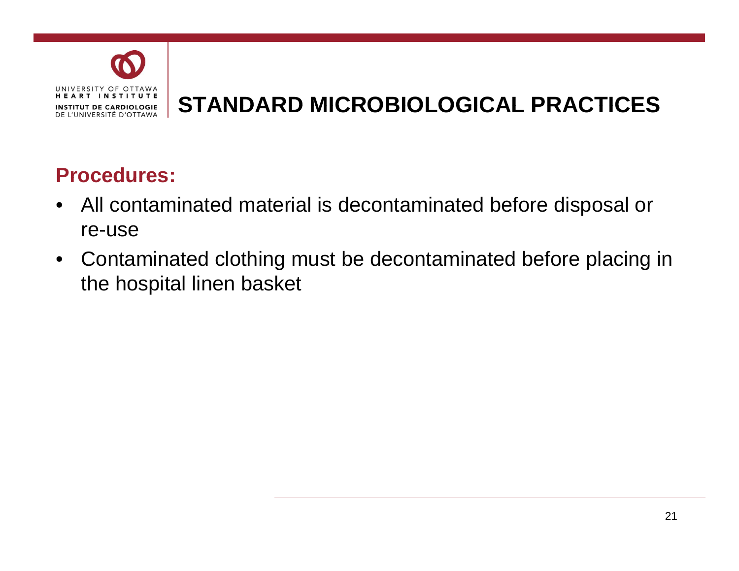# STANDARD MICROBIOLOGICAL PRACTICES

## Procedures:

- All contaminated material is decontaminated before disposal or re-use
- Contaminated clothing must be decontaminated before placing in the hospital linen basket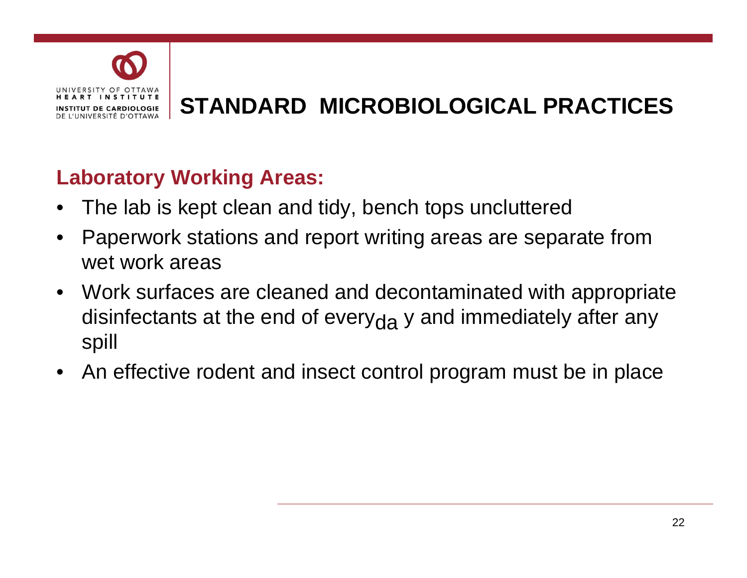# STANDARD MICROBIOLOGICAL PRACTICES

## Laboratory Working Areas:

- The lab is kept clean and tidy, bench tops uncluttered
- Paperwork stations and report writing areas are separate from wet work areas
- Work surfaces are cleaned and decontaminated with appropriate disinfectants at the end of every day and immediately after any spill
- An effective rodent and insect control program must be in place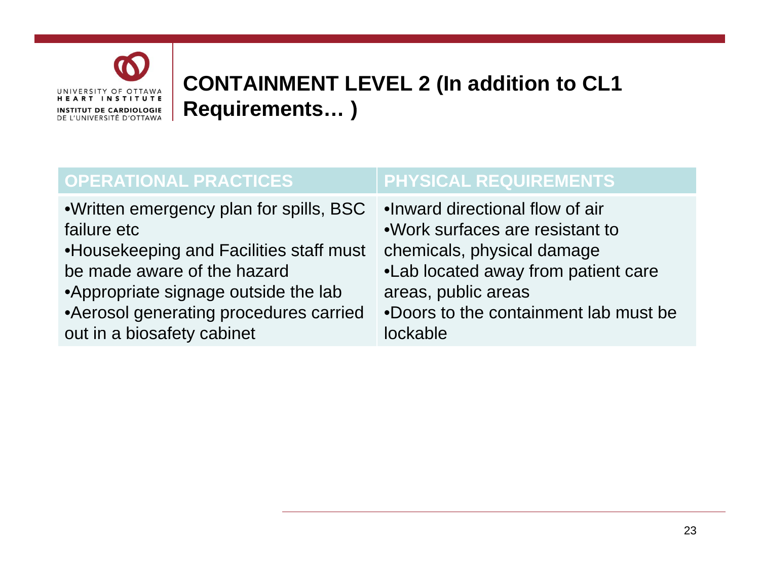# CONTAINMENT LEVEL 2 (In addition to CL1 Requirements… )

| OPERATIONAL PRACTICES | PHYSICAL REQUIREMENTS |
|---|---|
| •Written emergency plan for spills, BSC failure etc<br>•Housekeeping and Facilities staff must be made aware of the hazard<br>•Appropriate signage outside the lab<br>•Aerosol generating procedures carried out in a biosafety cabinet | •Inward directional flow of air<br>•Work surfaces are resistant to chemicals, physical damage<br>•Lab located away from patient care areas, public areas<br>•Doors to the containment lab must be lockable |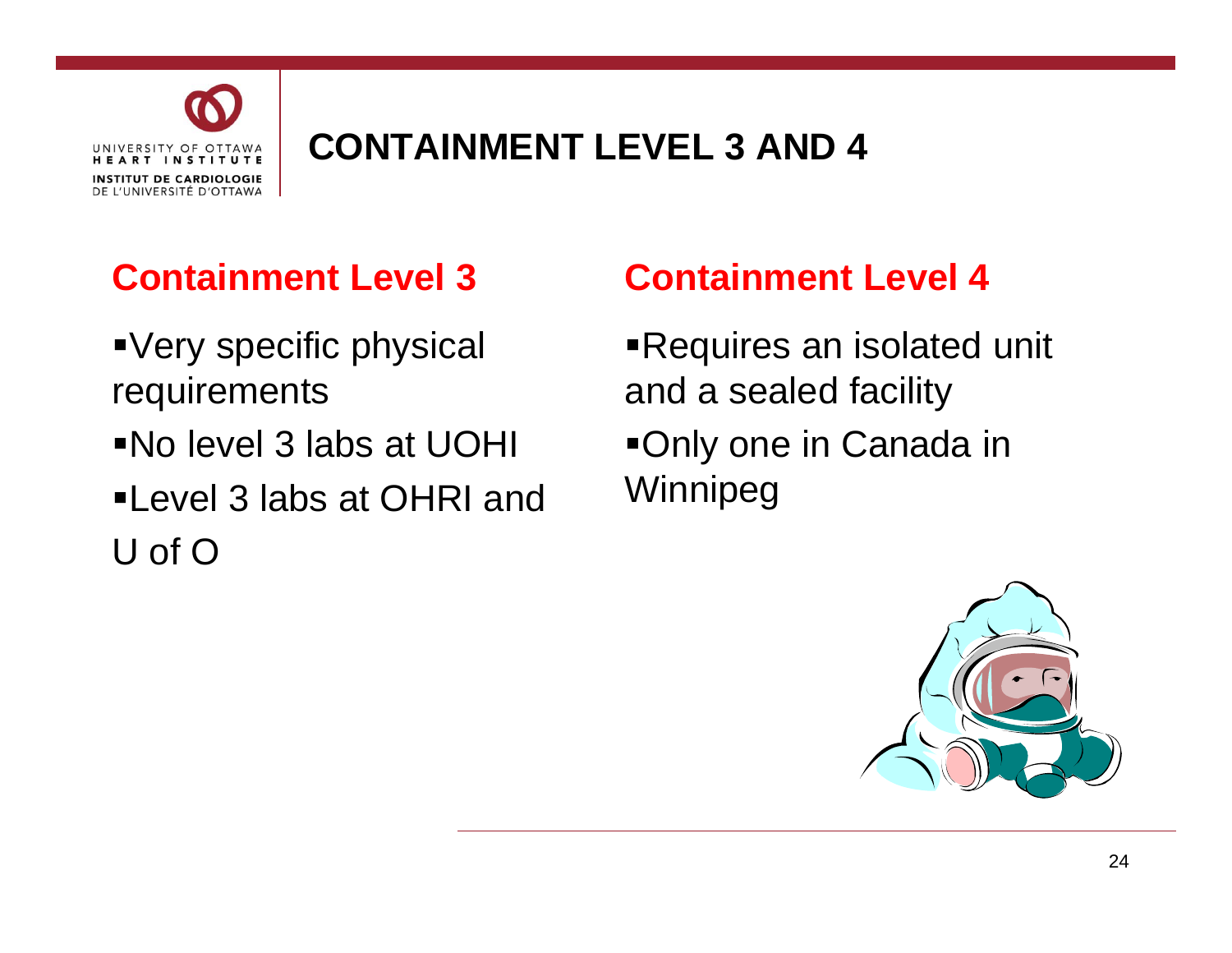# CONTAINMENT LEVEL 3 AND 4

## Containment Level 3

- Very specific physical requirements
- No level 3 labs at UOHI
- Level 3 labs at OHRI and U of O

## Containment Level 4

- Requires an isolated unit and a sealed facility
- Only one in Canada in Winnipeg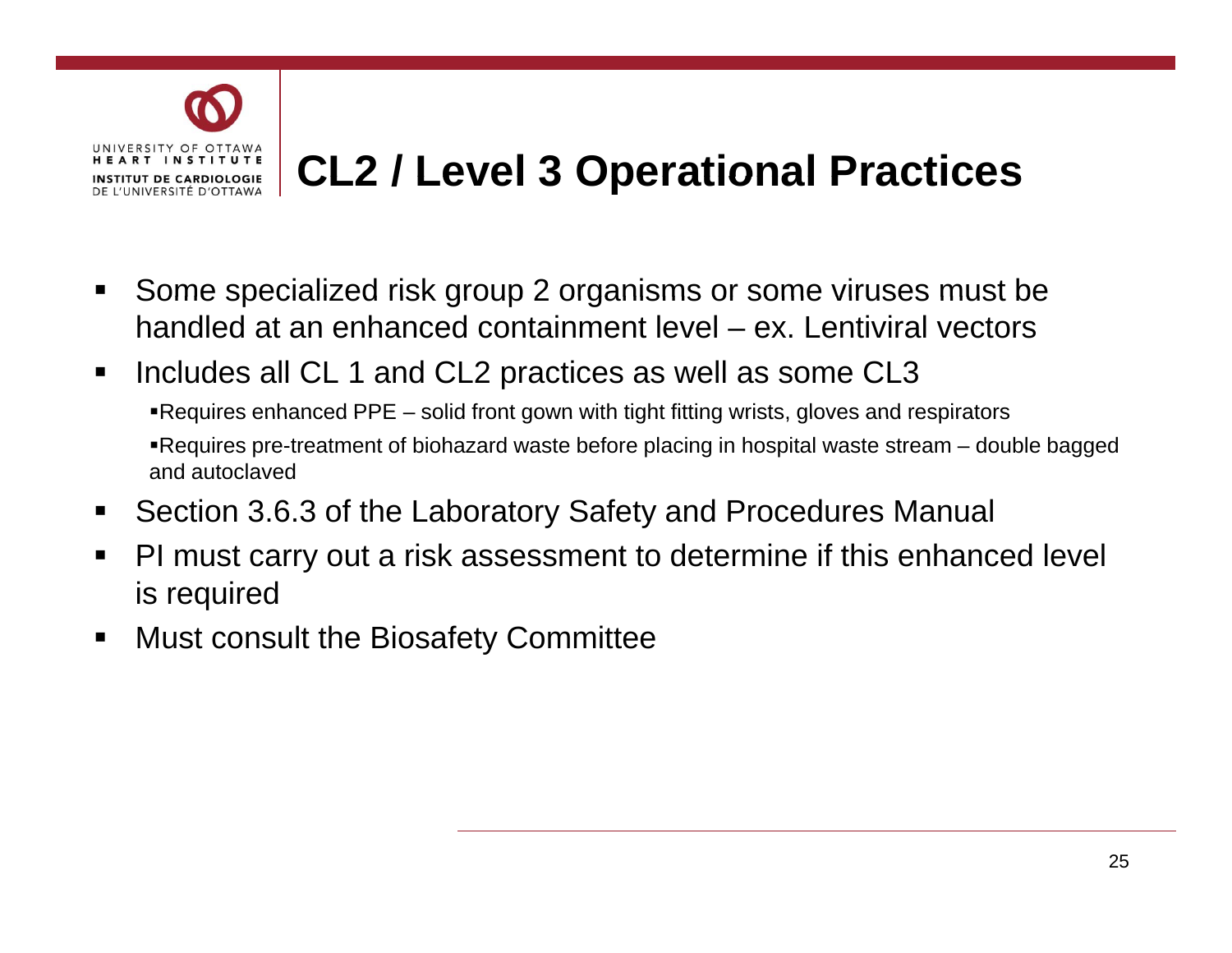# CL2 / Level 3 Operational Practices

- Some specialized risk group 2 organisms or some viruses must be handled at an enhanced containment level – ex. Lentiviral vectors
- Includes all CL 1 and CL2 practices as well as some CL3
  - Requires enhanced PPE – solid front gown with tight fitting wrists, gloves and respirators
  - Requires pre-treatment of biohazard waste before placing in hospital waste stream – double bagged and autoclaved
- Section 3.6.3 of the Laboratory Safety and Procedures Manual
- PI must carry out a risk assessment to determine if this enhanced level is required
- Must consult the Biosafety Committee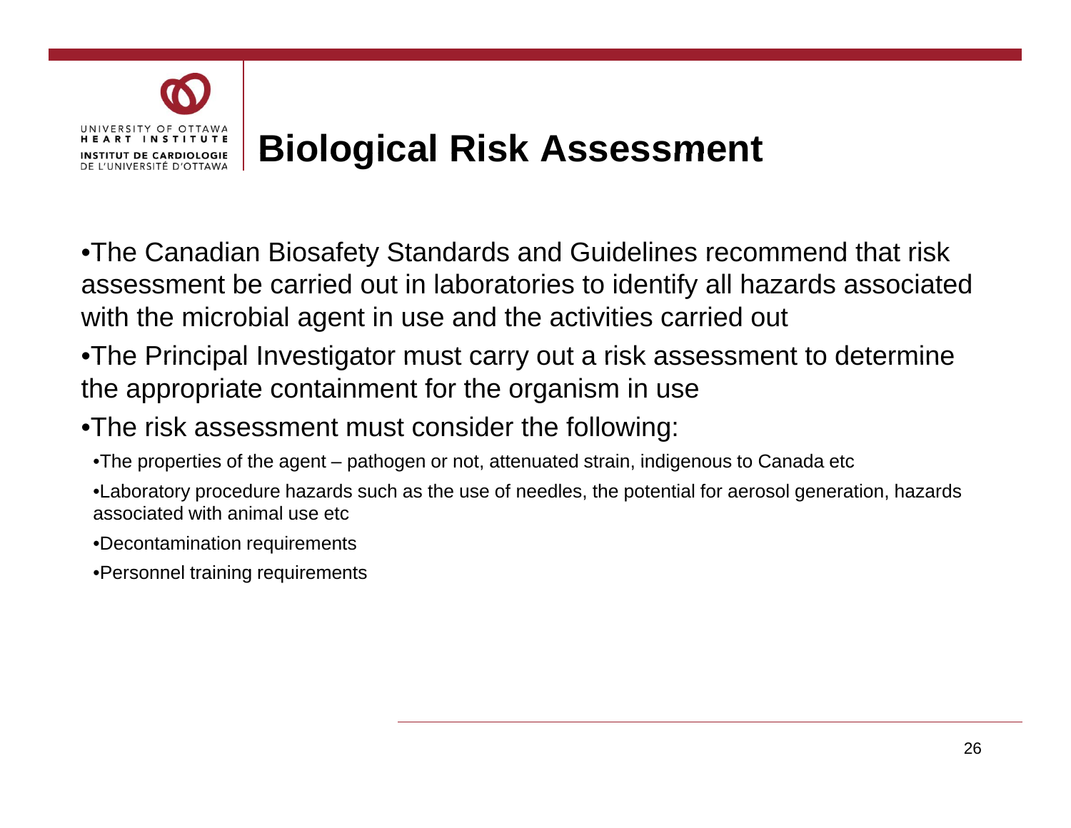# Biological Risk Assessment

- The Canadian Biosafety Standards and Guidelines recommend that risk assessment be carried out in laboratories to identify all hazards associated with the microbial agent in use and the activities carried out
- The Principal Investigator must carry out a risk assessment to determine the appropriate containment for the organism in use
- The risk assessment must consider the following:
  - The properties of the agent – pathogen or not, attenuated strain, indigenous to Canada etc
  - Laboratory procedure hazards such as the use of needles, the potential for aerosol generation, hazards associated with animal use etc
  - Decontamination requirements
  - Personnel training requirements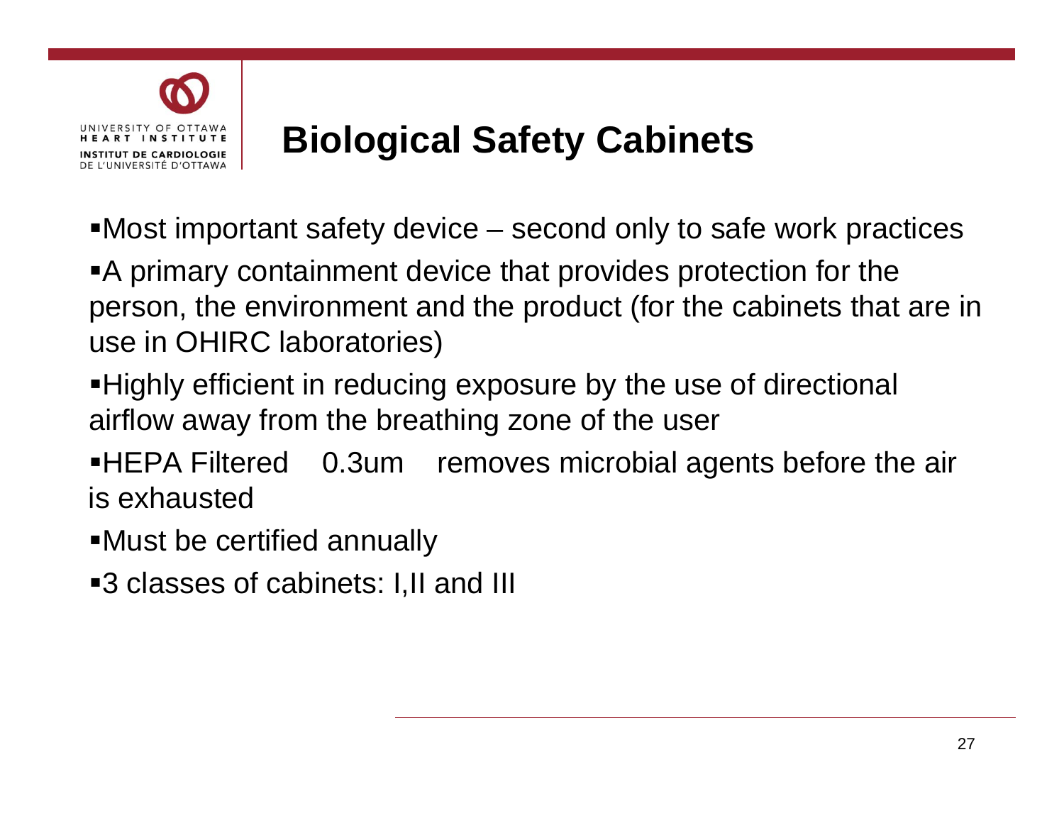# Biological Safety Cabinets

- Most important safety device – second only to safe work practices
- A primary containment device that provides protection for the person, the environment and the product (for the cabinets that are in use in OHIRC laboratories)
- Highly efficient in reducing exposure by the use of directional airflow away from the breathing zone of the user
- HEPA Filtered 0.3um removes microbial agents before the air is exhausted
- Must be certified annually
- 3 classes of cabinets: I,II and III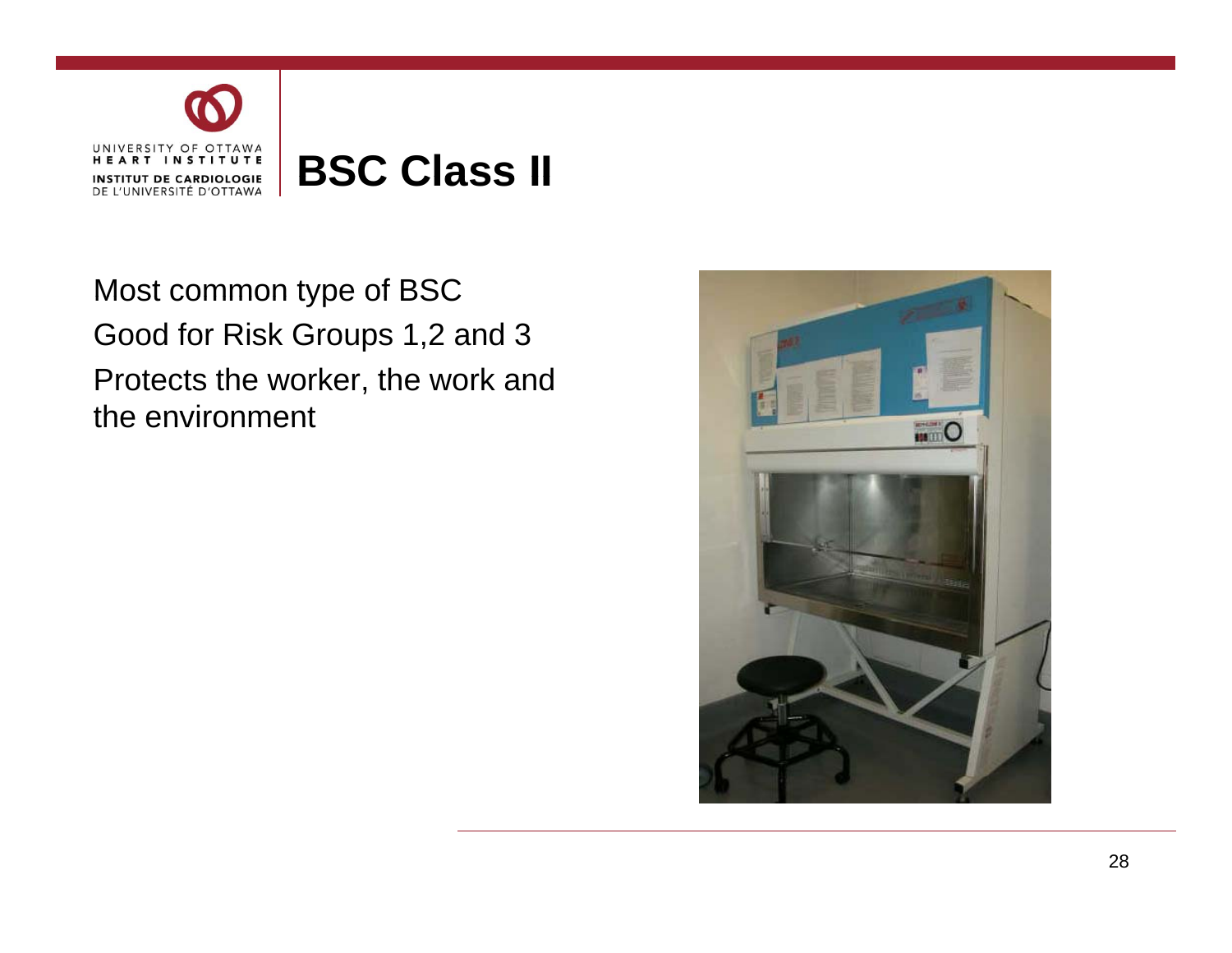# BSC Class II

Most common type of BSC

Good for Risk Groups 1,2 and 3

Protects the worker, the work and the environment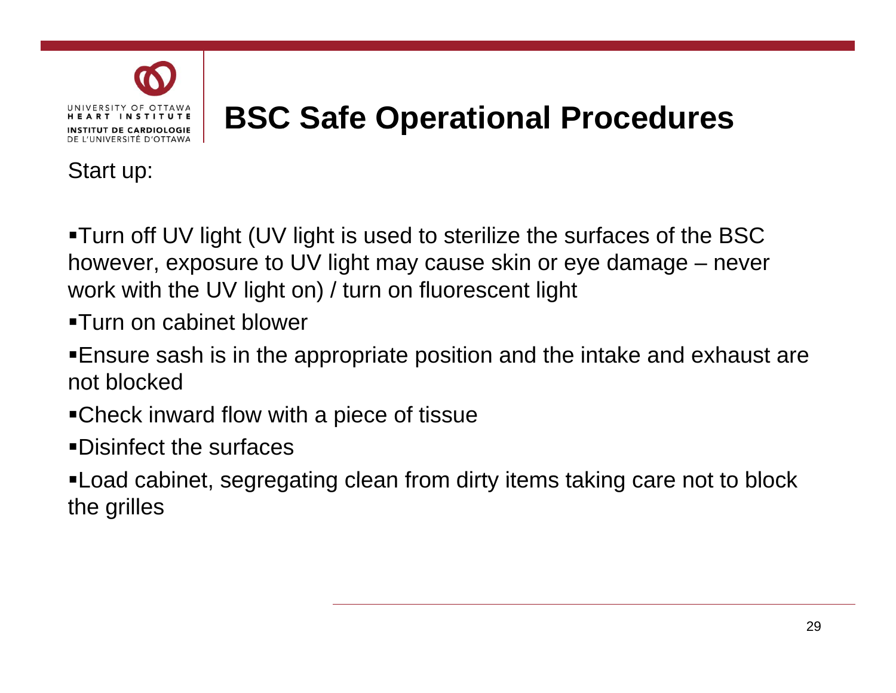# BSC Safe Operational Procedures

Start up:

- Turn off UV light (UV light is used to sterilize the surfaces of the BSC however, exposure to UV light may cause skin or eye damage – never work with the UV light on) / turn on fluorescent light
- Turn on cabinet blower
- Ensure sash is in the appropriate position and the intake and exhaust are not blocked
- Check inward flow with a piece of tissue
- Disinfect the surfaces
- Load cabinet, segregating clean from dirty items taking care not to block the grilles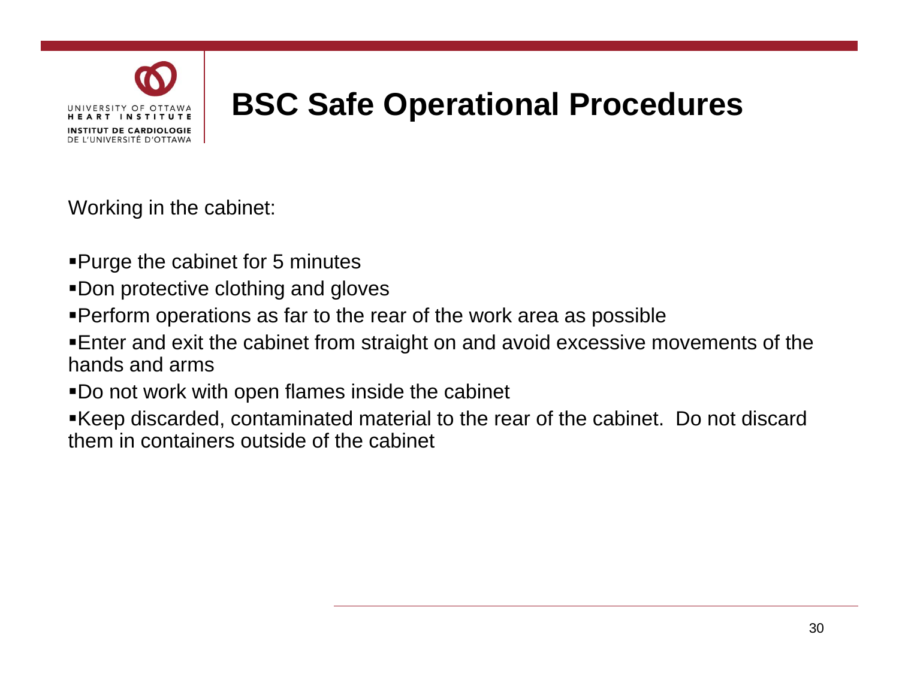# BSC Safe Operational Procedures

Working in the cabinet:

- Purge the cabinet for 5 minutes
- Don protective clothing and gloves
- Perform operations as far to the rear of the work area as possible
- Enter and exit the cabinet from straight on and avoid excessive movements of the hands and arms
- Do not work with open flames inside the cabinet
- Keep discarded, contaminated material to the rear of the cabinet. Do not discard them in containers outside of the cabinet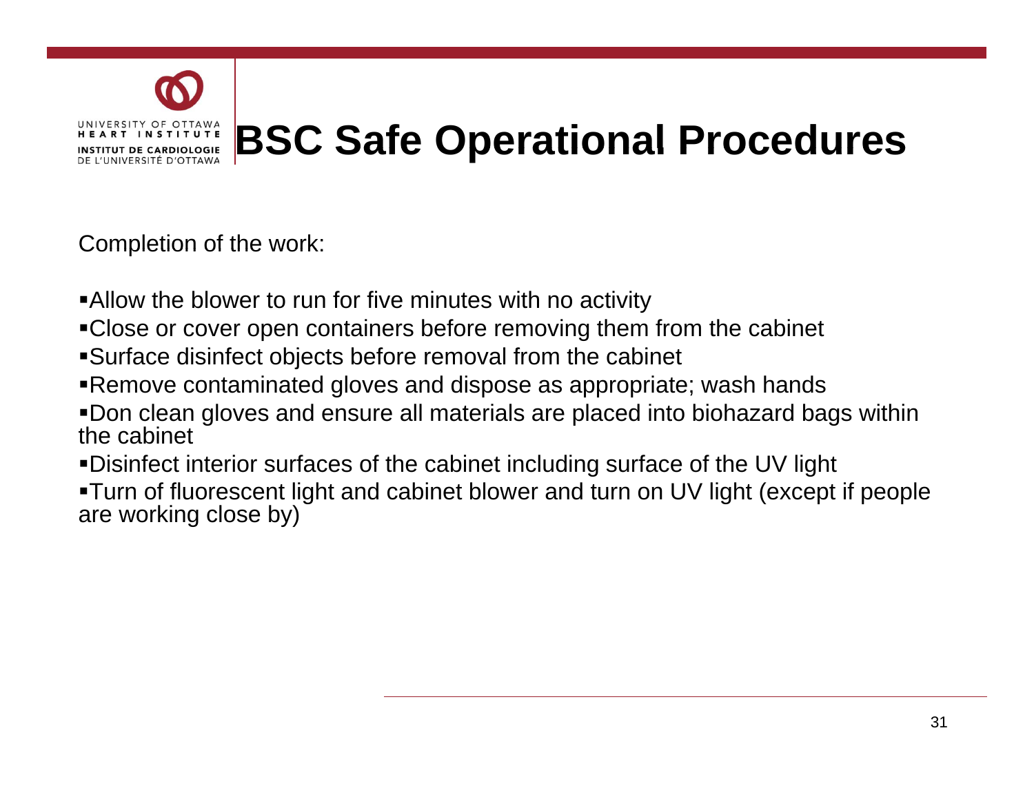# BSC Safe Operational Procedures

Completion of the work:

- Allow the blower to run for five minutes with no activity
- Close or cover open containers before removing them from the cabinet
- Surface disinfect objects before removal from the cabinet
- Remove contaminated gloves and dispose as appropriate; wash hands
- Don clean gloves and ensure all materials are placed into biohazard bags within the cabinet
- Disinfect interior surfaces of the cabinet including surface of the UV light
- Turn of fluorescent light and cabinet blower and turn on UV light (except if people are working close by)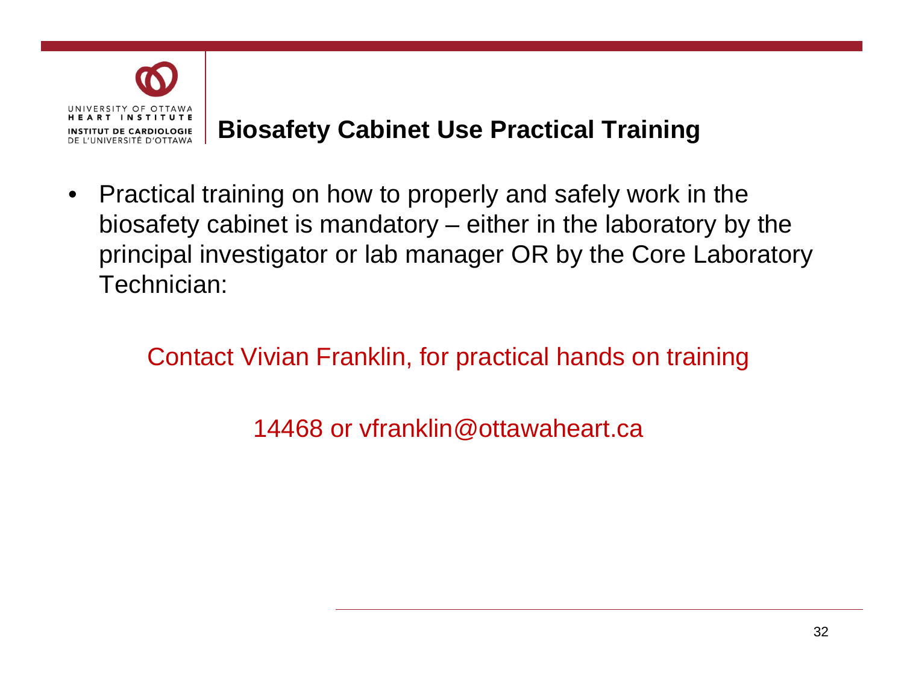# Biosafety Cabinet Use Practical Training

- Practical training on how to properly and safely work in the biosafety cabinet is mandatory – either in the laboratory by the principal investigator or lab manager OR by the Core Laboratory Technician:

Contact Vivian Franklin, for practical hands on training

14468 or vfranklin@ottawaheart.ca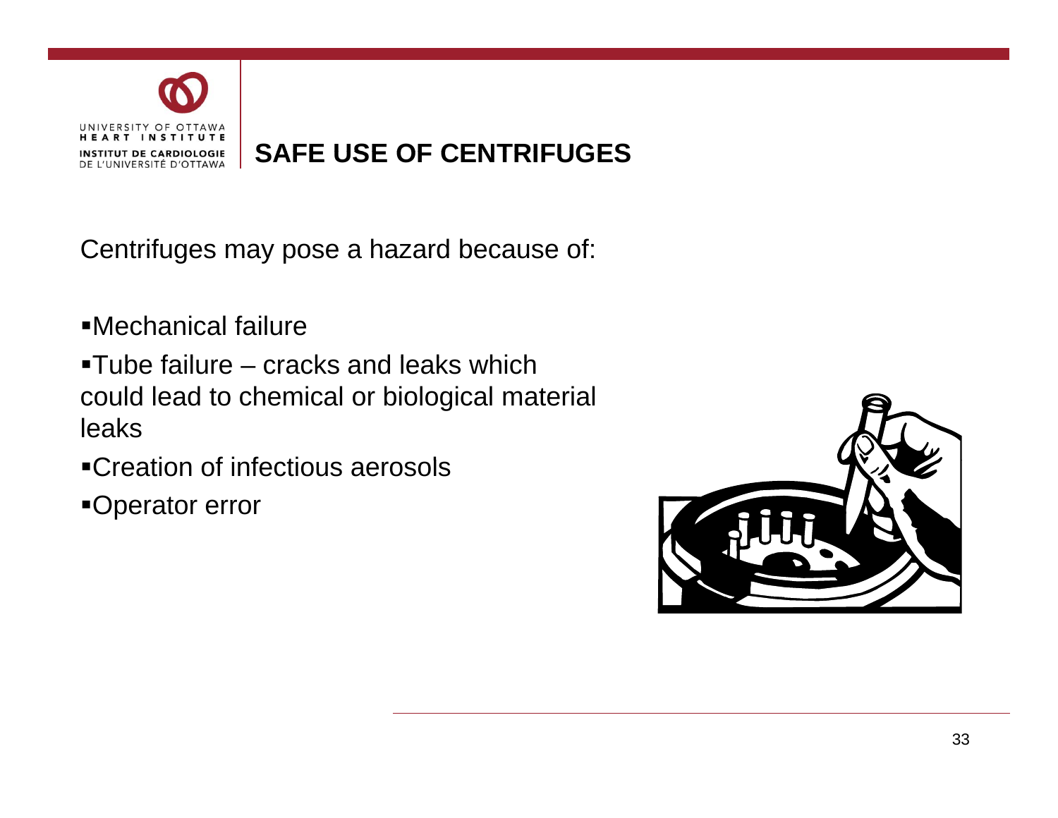## SAFE USE OF CENTRIFUGES

Centrifuges may pose a hazard because of:

- Mechanical failure
- Tube failure – cracks and leaks which could lead to chemical or biological material leaks
- Creation of infectious aerosols
- Operator error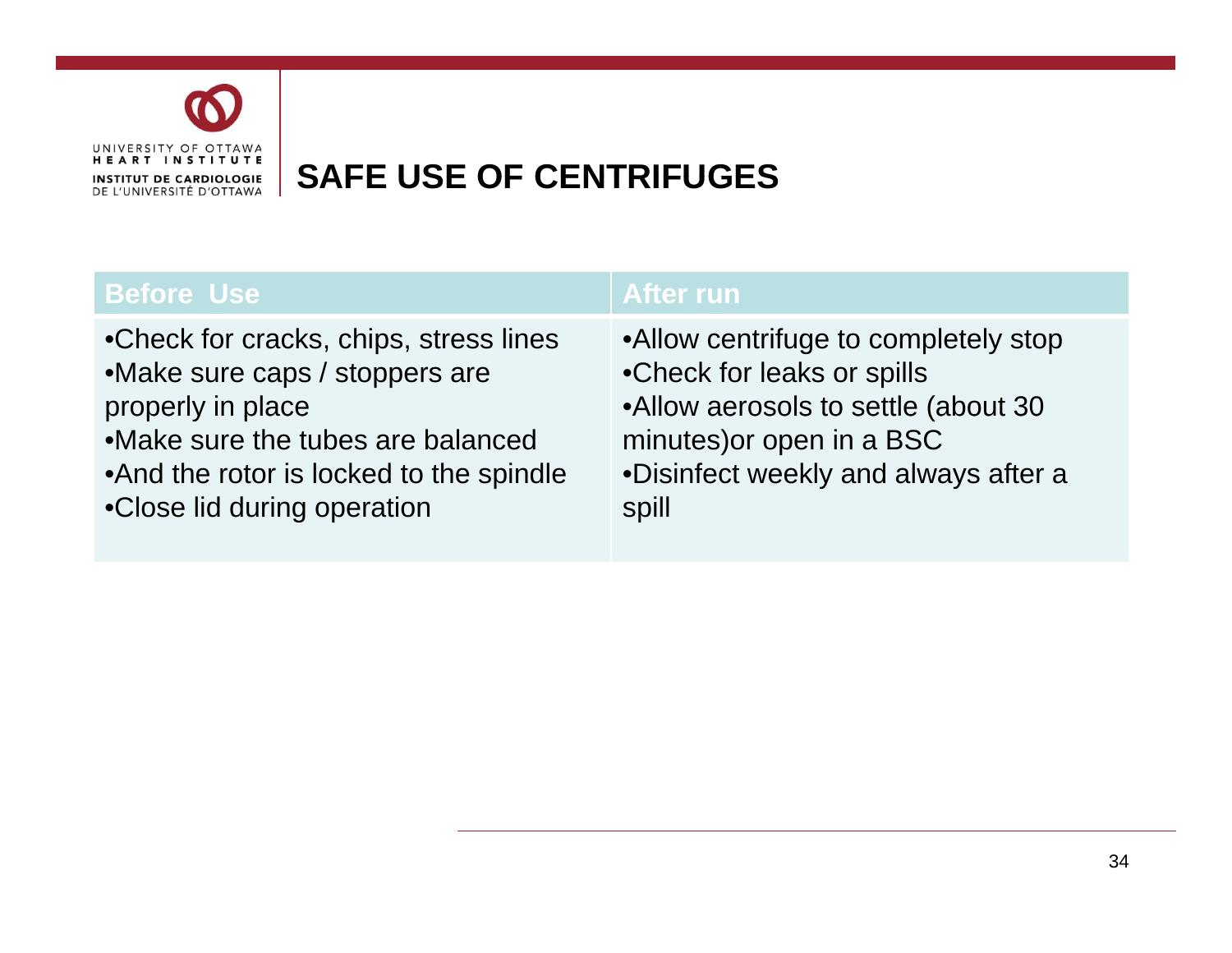# SAFE USE OF CENTRIFUGES

| Before Use | After run |
|---|---|
| •Check for cracks, chips, stress lines<br>•Make sure caps / stoppers are properly in place<br>•Make sure the tubes are balanced<br>•And the rotor is locked to the spindle<br>•Close lid during operation | •Allow centrifuge to completely stop<br>•Check for leaks or spills<br>•Allow aerosols to settle (about 30 minutes)or open in a BSC<br>•Disinfect weekly and always after a spill |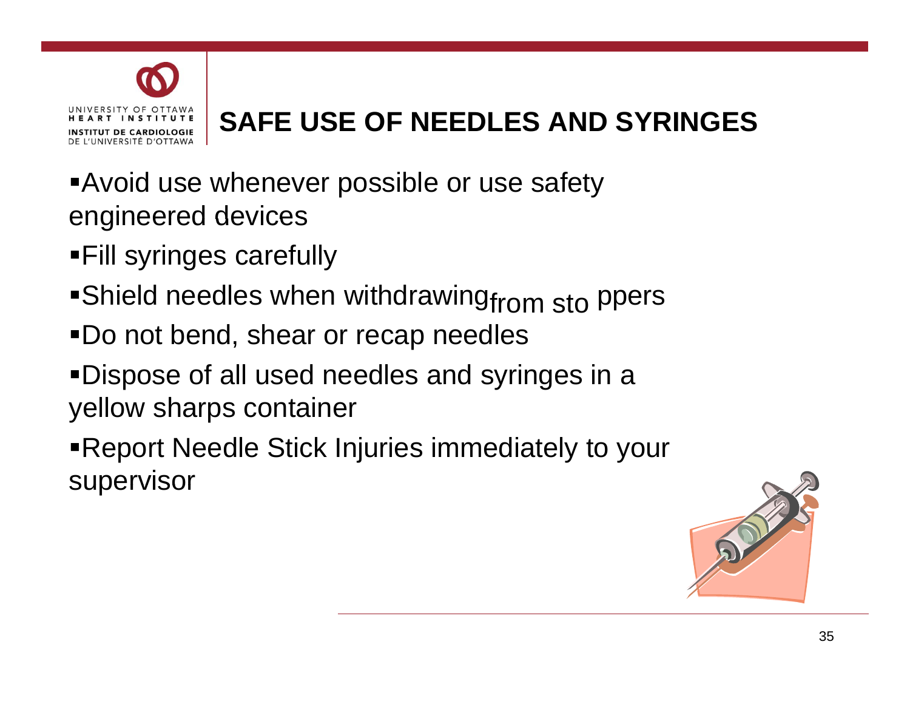# SAFE USE OF NEEDLES AND SYRINGES

- Avoid use whenever possible or use safety engineered devices
- Fill syringes carefully
- Shield needles when withdrawing from stoppers
- Do not bend, shear or recap needles
- Dispose of all used needles and syringes in a yellow sharps container
- Report Needle Stick Injuries immediately to your supervisor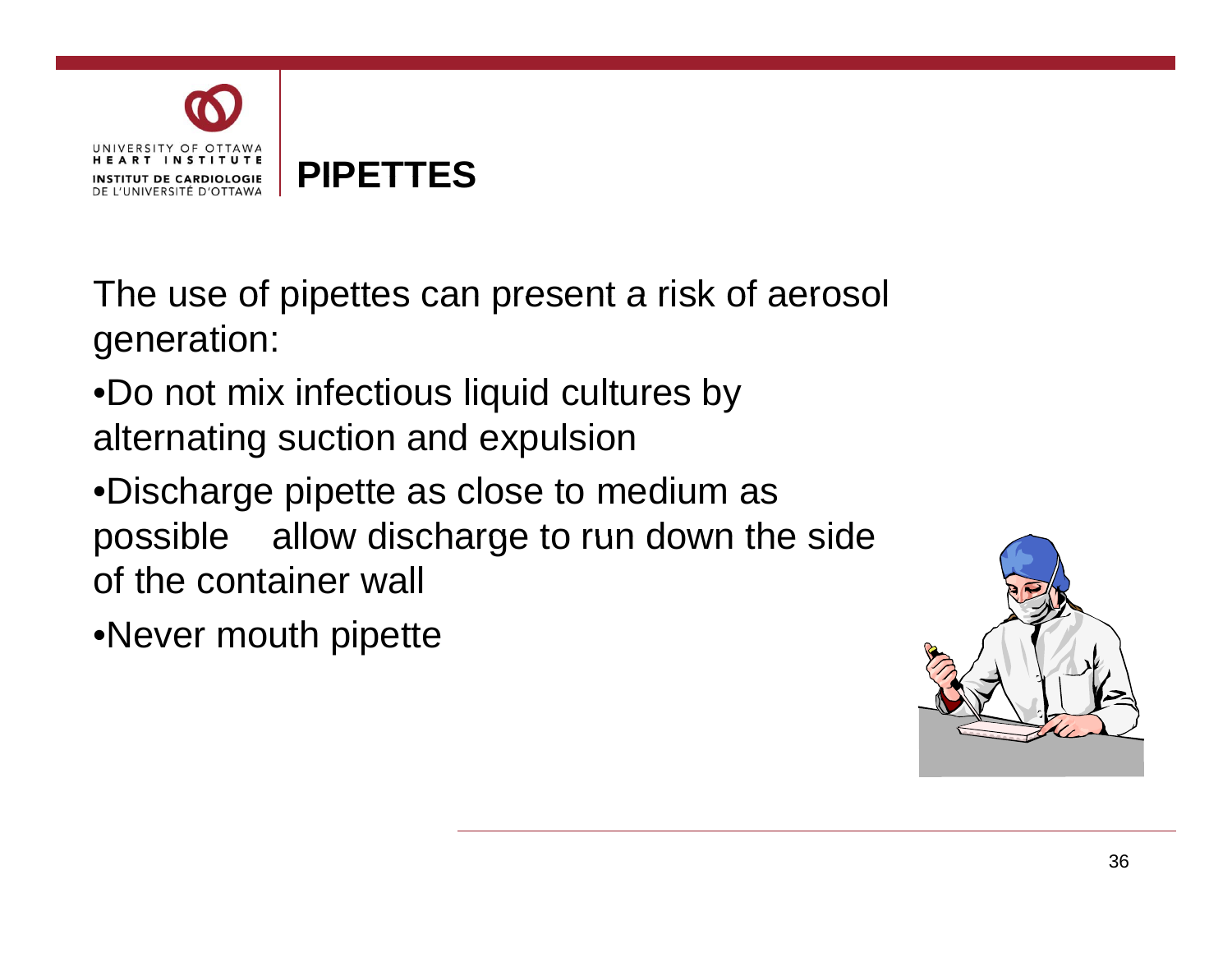# PIPETTES

The use of pipettes can present a risk of aerosol generation:

- Do not mix infectious liquid cultures by alternating suction and expulsion
- Discharge pipette as close to medium as possible allow discharge to run down the side of the container wall
- Never mouth pipette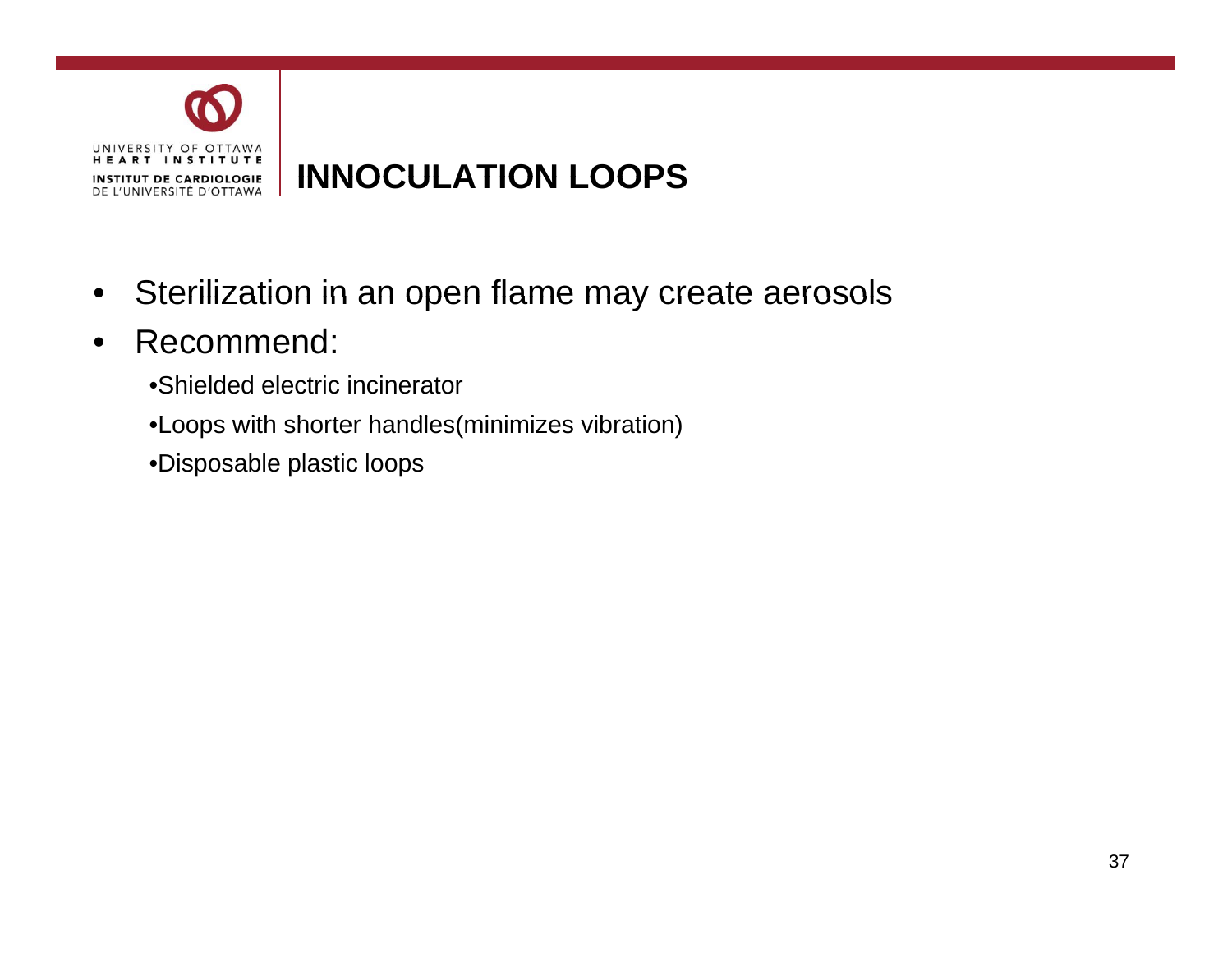# INNOCULATION LOOPS

- Sterilization in an open flame may create aerosols
- Recommend:
  - Shielded electric incinerator
  - Loops with shorter handles(minimizes vibration)
  - Disposable plastic loops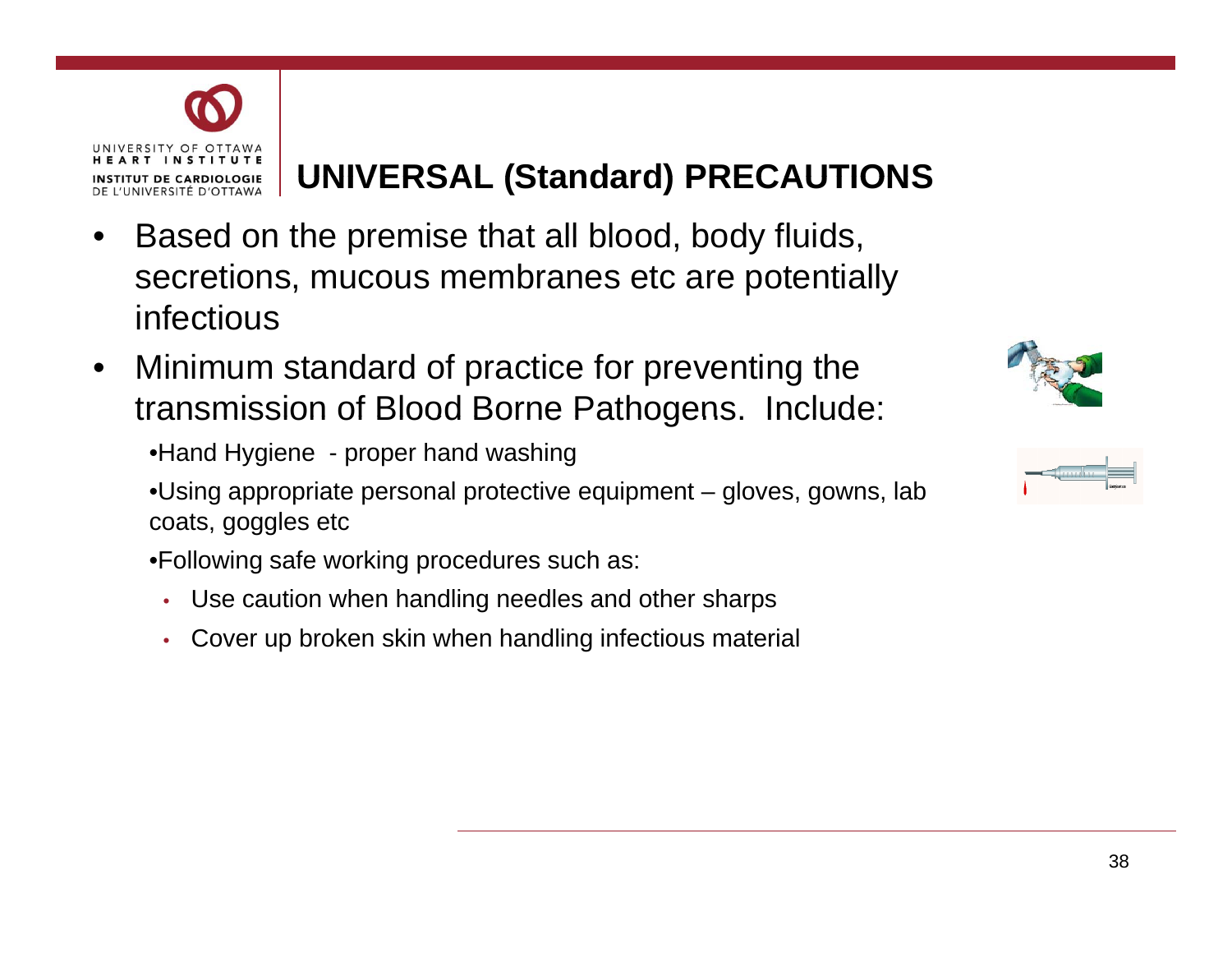# UNIVERSAL (Standard) PRECAUTIONS

- Based on the premise that all blood, body fluids, secretions, mucous membranes etc are potentially infectious
- Minimum standard of practice for preventing the transmission of Blood Borne Pathogens. Include:
  - Hand Hygiene - proper hand washing
  - Using appropriate personal protective equipment – gloves, gowns, lab coats, goggles etc
  - Following safe working procedures such as:
    - Use caution when handling needles and other sharps
    - Cover up broken skin when handling infectious material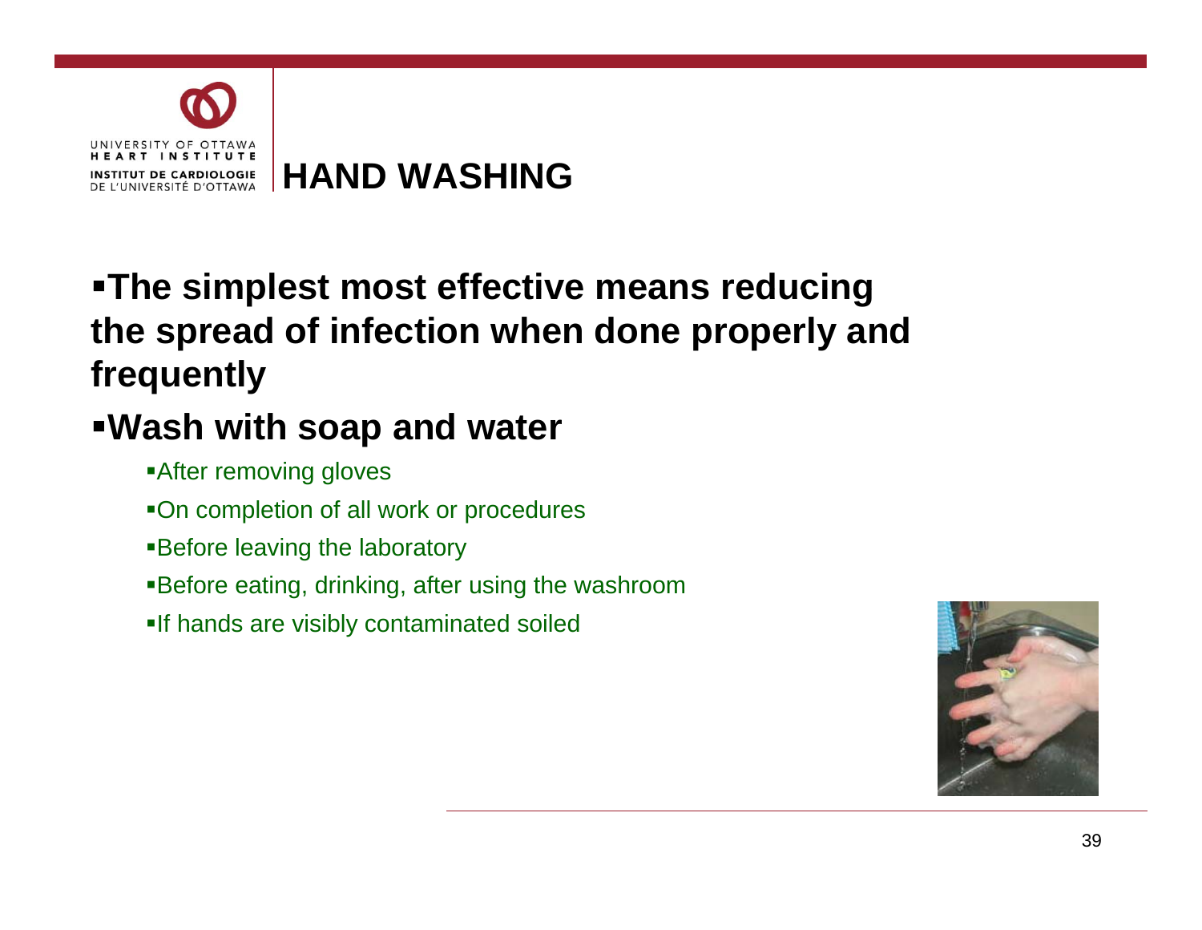# HAND WASHING

- **The simplest most effective means reducing the spread of infection when done properly and frequently**
- **Wash with soap and water**
  - After removing gloves
  - On completion of all work or procedures
  - Before leaving the laboratory
  - Before eating, drinking, after using the washroom
  - If hands are visibly contaminated soiled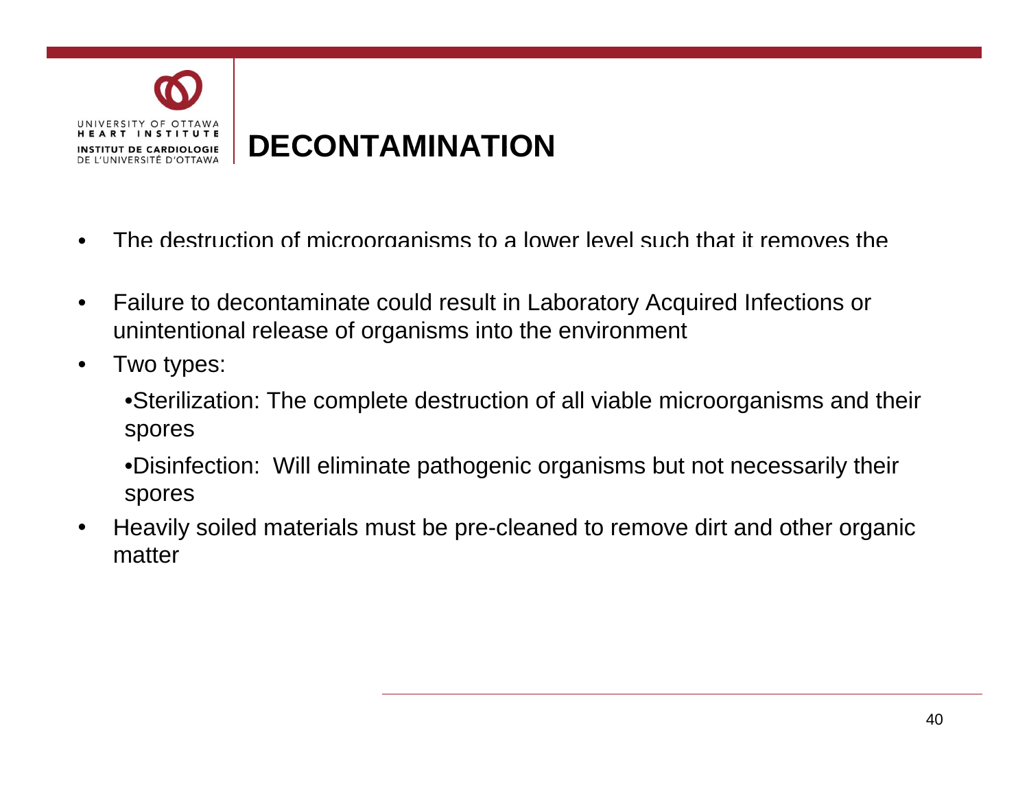# DECONTAMINATION

- The destruction of microorganisms to a lower level such that it removes the
- Failure to decontaminate could result in Laboratory Acquired Infections or unintentional release of organisms into the environment
- Two types:
  - Sterilization: The complete destruction of all viable microorganisms and their spores
  - Disinfection: Will eliminate pathogenic organisms but not necessarily their spores
- Heavily soiled materials must be pre-cleaned to remove dirt and other organic matter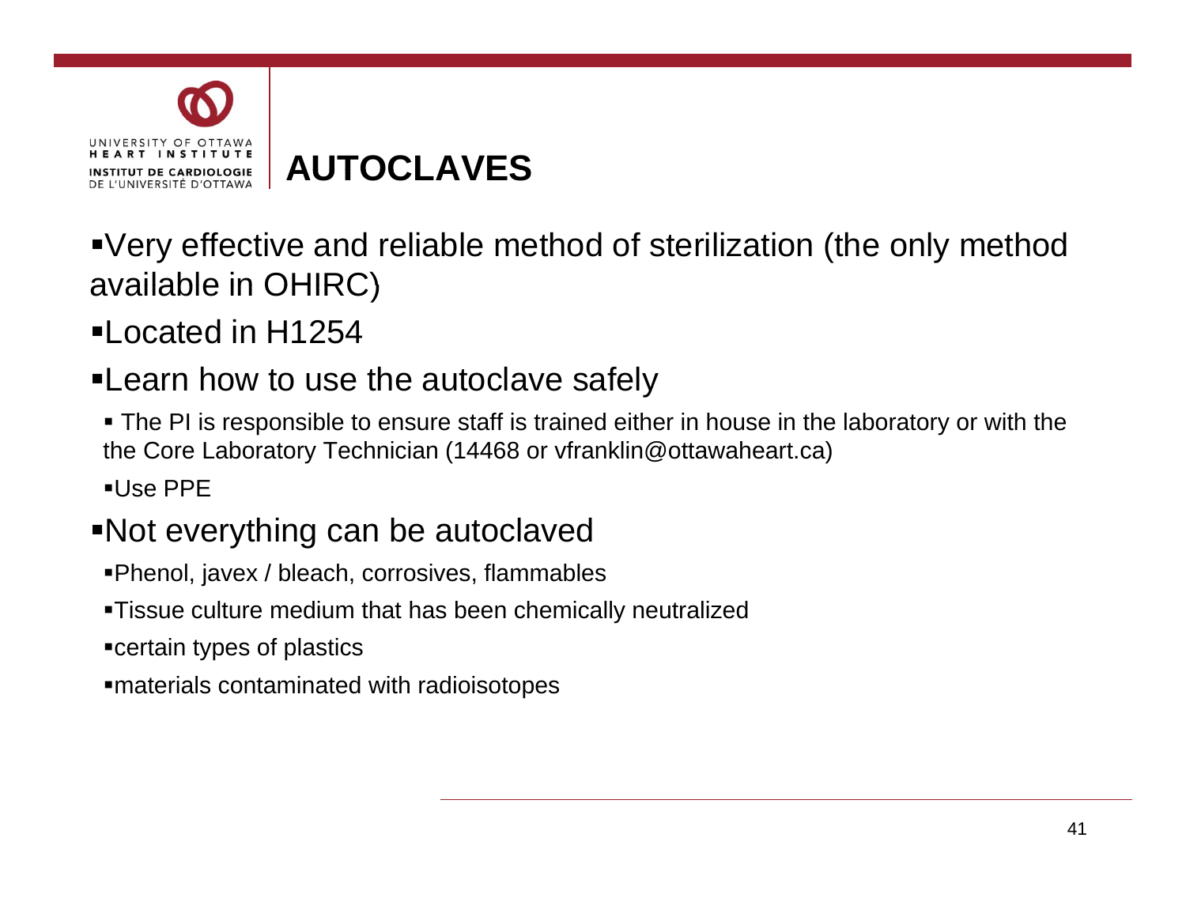# AUTOCLAVES

- Very effective and reliable method of sterilization (the only method available in OHIRC)
- Located in H1254
- Learn how to use the autoclave safely
  - The PI is responsible to ensure staff is trained either in house in the laboratory or with the the Core Laboratory Technician (14468 or vfranklin@ottawaheart.ca)
  - Use PPE
- Not everything can be autoclaved
  - Phenol, javex / bleach, corrosives, flammables
  - Tissue culture medium that has been chemically neutralized
  - certain types of plastics
  - materials contaminated with radioisotopes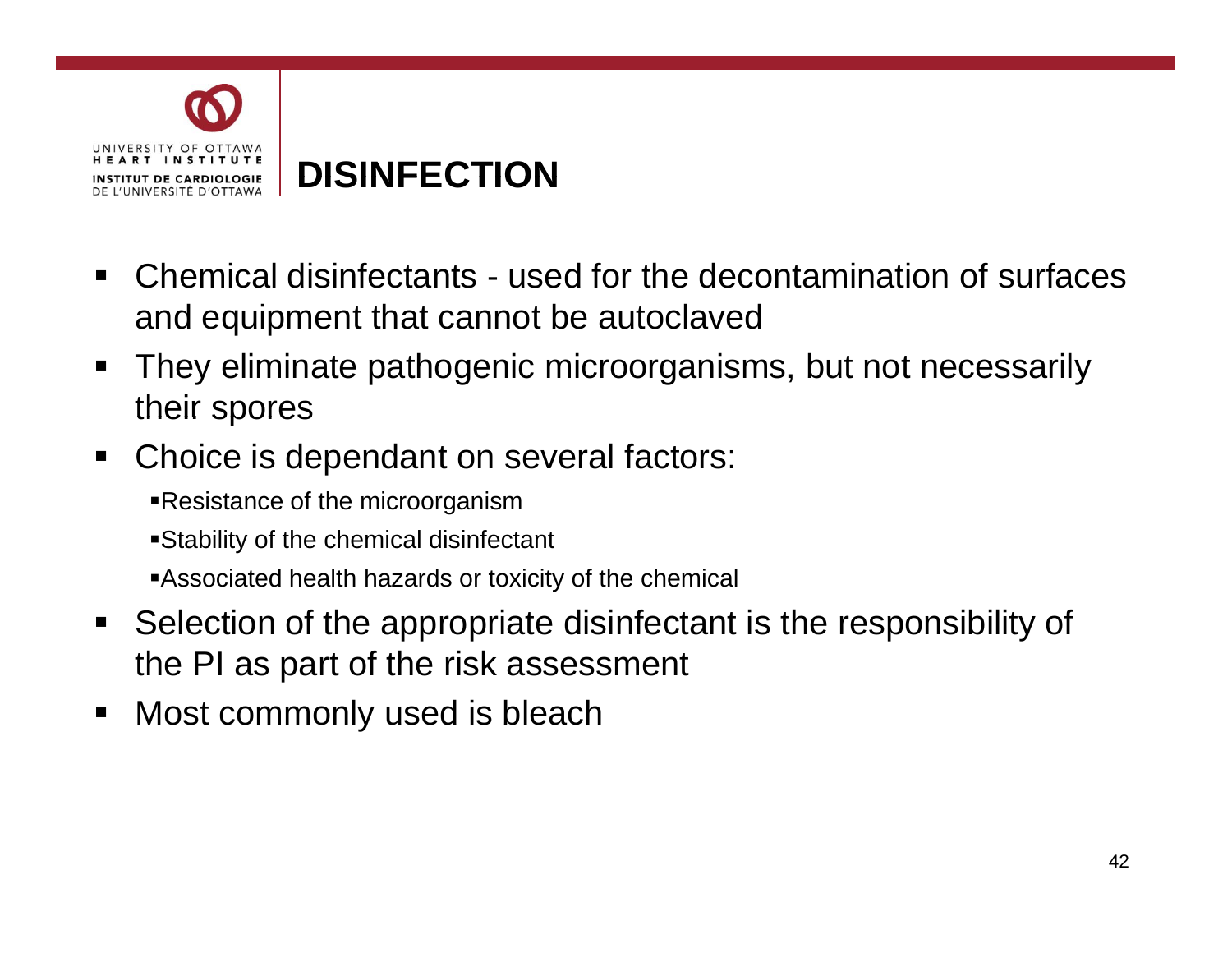# DISINFECTION

- Chemical disinfectants - used for the decontamination of surfaces and equipment that cannot be autoclaved
- They eliminate pathogenic microorganisms, but not necessarily their spores
- Choice is dependant on several factors:
  - Resistance of the microorganism
  - Stability of the chemical disinfectant
  - Associated health hazards or toxicity of the chemical
- Selection of the appropriate disinfectant is the responsibility of the PI as part of the risk assessment
- Most commonly used is bleach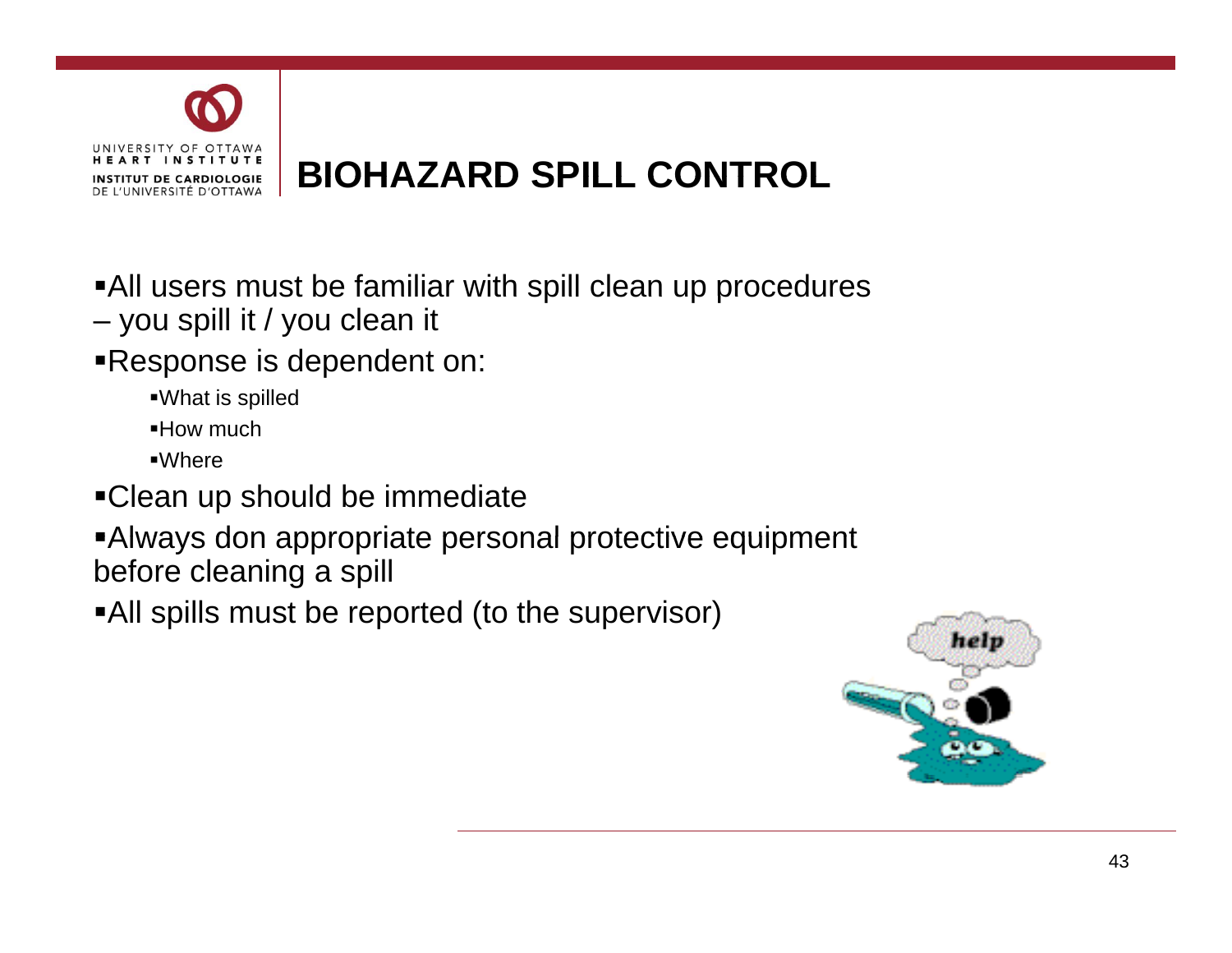# BIOHAZARD SPILL CONTROL

- All users must be familiar with spill clean up procedures – you spill it / you clean it
- Response is dependent on:
  - What is spilled
  - How much
  - Where
- Clean up should be immediate
- Always don appropriate personal protective equipment before cleaning a spill
- All spills must be reported (to the supervisor)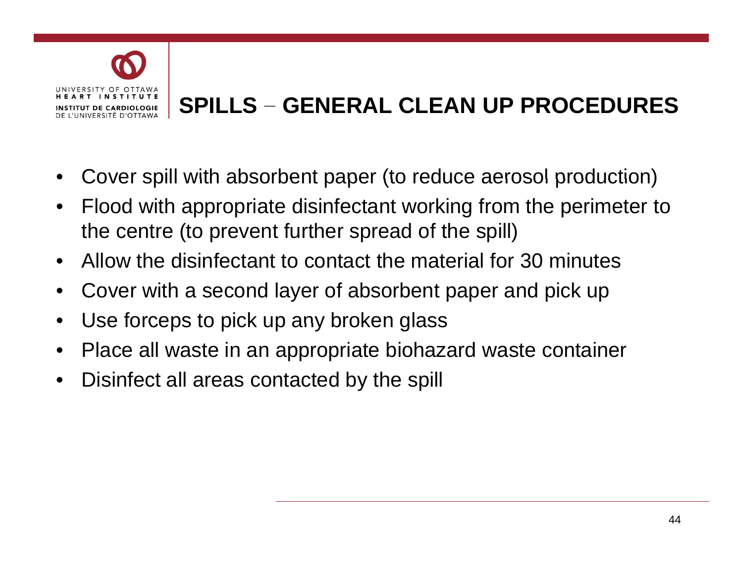# SPILLS – GENERAL CLEAN UP PROCEDURES

- Cover spill with absorbent paper (to reduce aerosol production)
- Flood with appropriate disinfectant working from the perimeter to the centre (to prevent further spread of the spill)
- Allow the disinfectant to contact the material for 30 minutes
- Cover with a second layer of absorbent paper and pick up
- Use forceps to pick up any broken glass
- Place all waste in an appropriate biohazard waste container
- Disinfect all areas contacted by the spill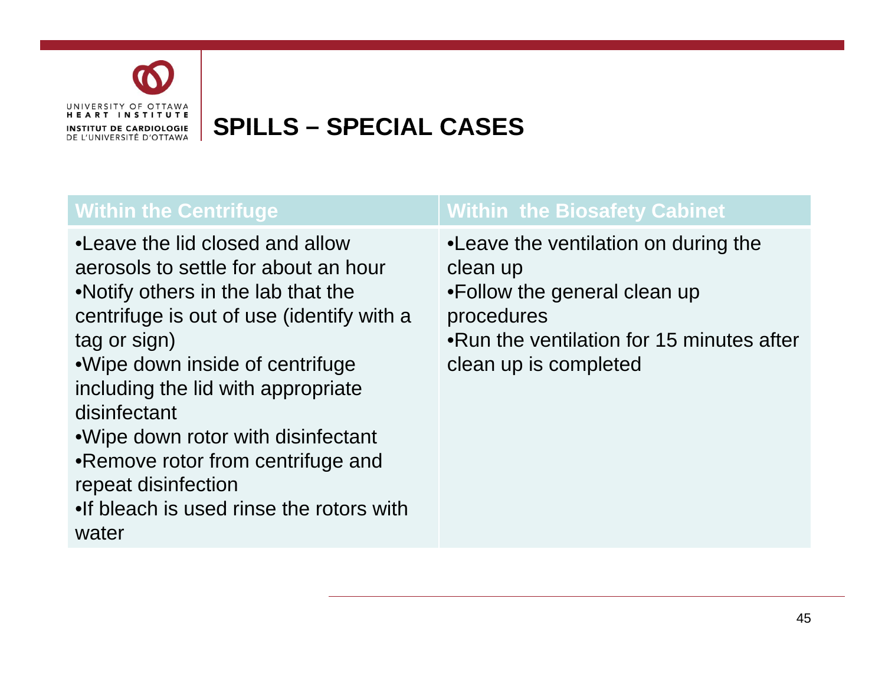# SPILLS – SPECIAL CASES

| Within the Centrifuge | Within the Biosafety Cabinet |
|---|---|
| •Leave the lid closed and allow aerosols to settle for about an hour<br>•Notify others in the lab that the centrifuge is out of use (identify with a tag or sign)<br>•Wipe down inside of centrifuge including the lid with appropriate disinfectant<br>•Wipe down rotor with disinfectant<br>•Remove rotor from centrifuge and repeat disinfection<br>•If bleach is used rinse the rotors with water | •Leave the ventilation on during the clean up<br>•Follow the general clean up procedures<br>•Run the ventilation for 15 minutes after clean up is completed |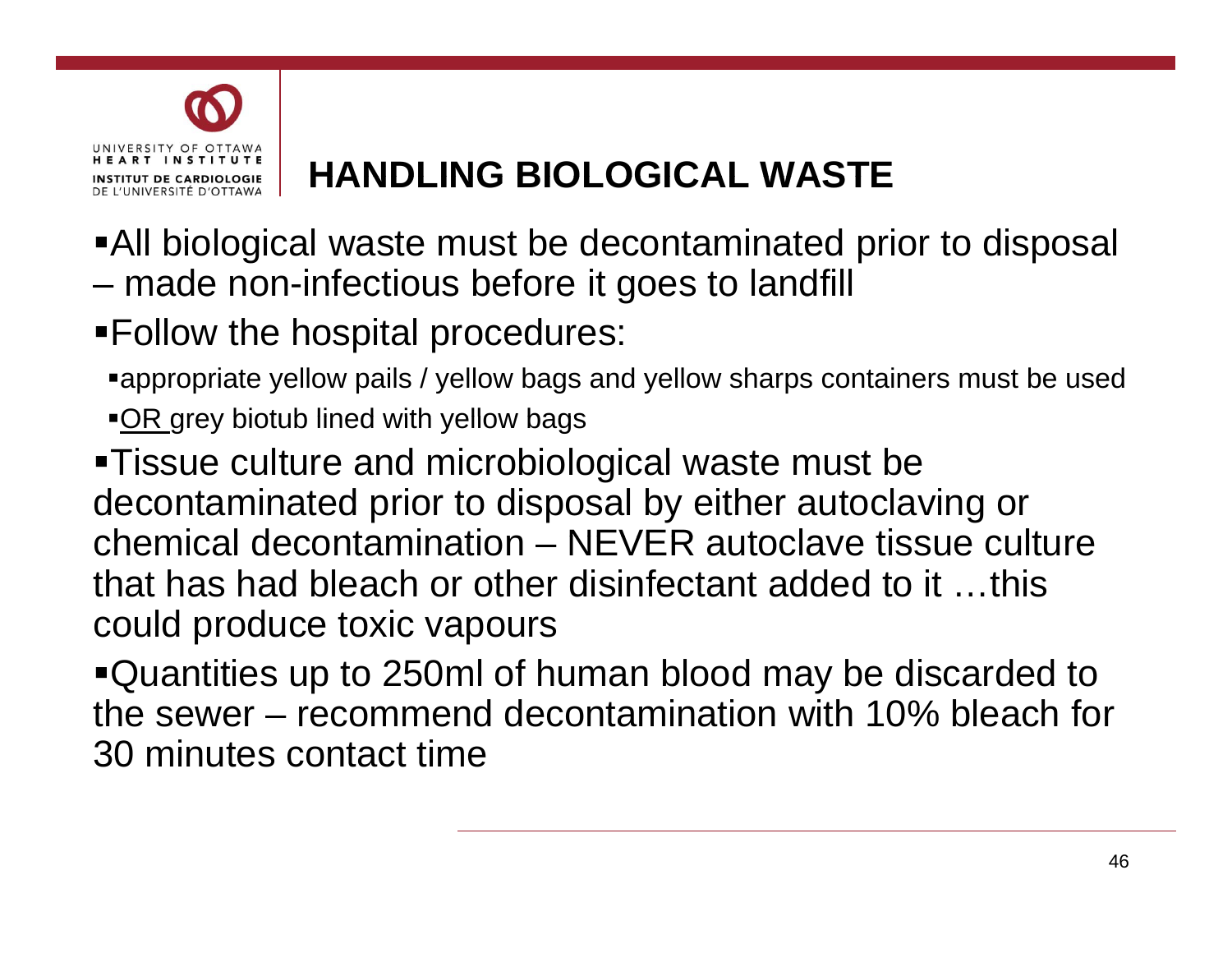# HANDLING BIOLOGICAL WASTE

- All biological waste must be decontaminated prior to disposal – made non-infectious before it goes to landfill
- Follow the hospital procedures:
  - appropriate yellow pails / yellow bags and yellow sharps containers must be used
  - <u>OR</u> grey biotub lined with yellow bags
- Tissue culture and microbiological waste must be decontaminated prior to disposal by either autoclaving or chemical decontamination – NEVER autoclave tissue culture that has had bleach or other disinfectant added to it …this could produce toxic vapours
- Quantities up to 250ml of human blood may be discarded to the sewer – recommend decontamination with 10% bleach for 30 minutes contact time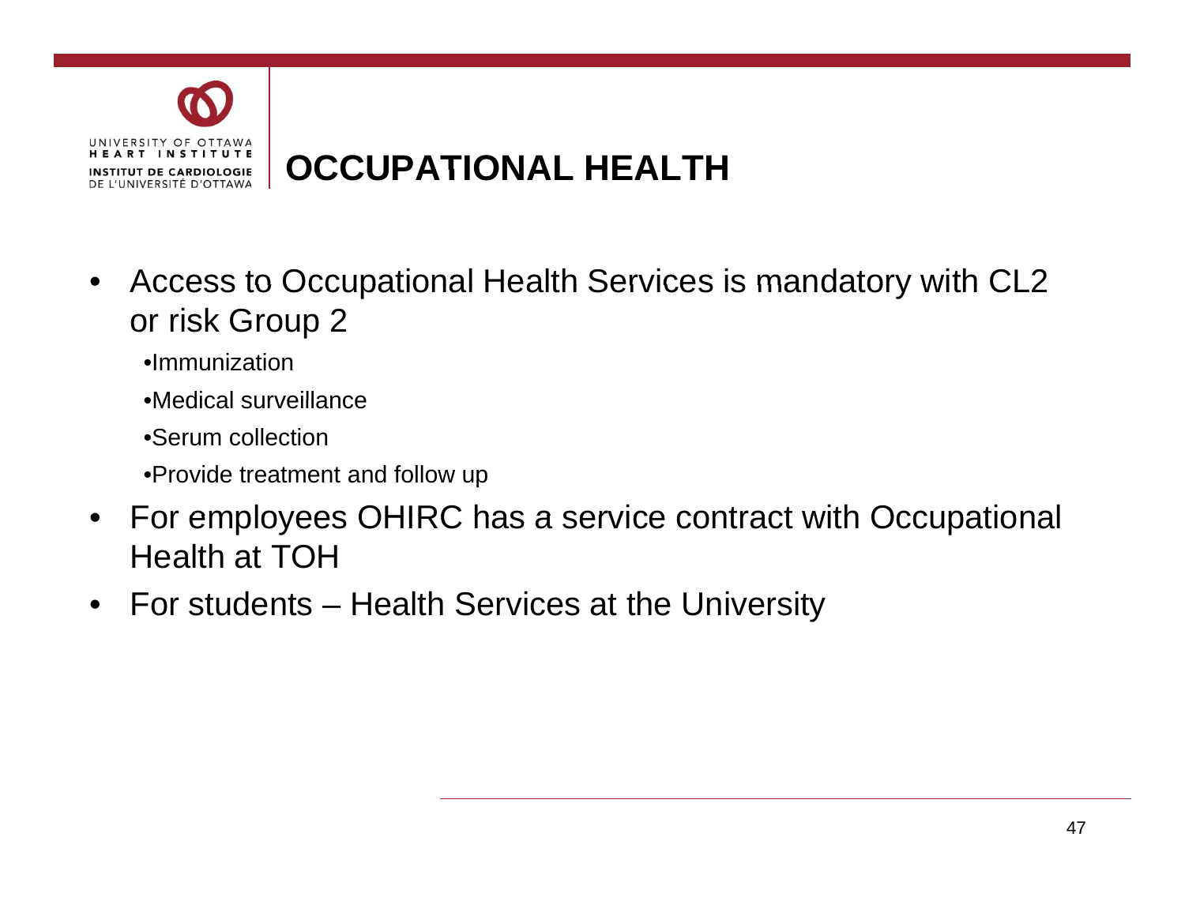# OCCUPATIONAL HEALTH

- Access to Occupational Health Services is mandatory with CL2 or risk Group 2
  - Immunization
  - Medical surveillance
  - Serum collection
  - Provide treatment and follow up
- For employees OHIRC has a service contract with Occupational Health at TOH
- For students – Health Services at the University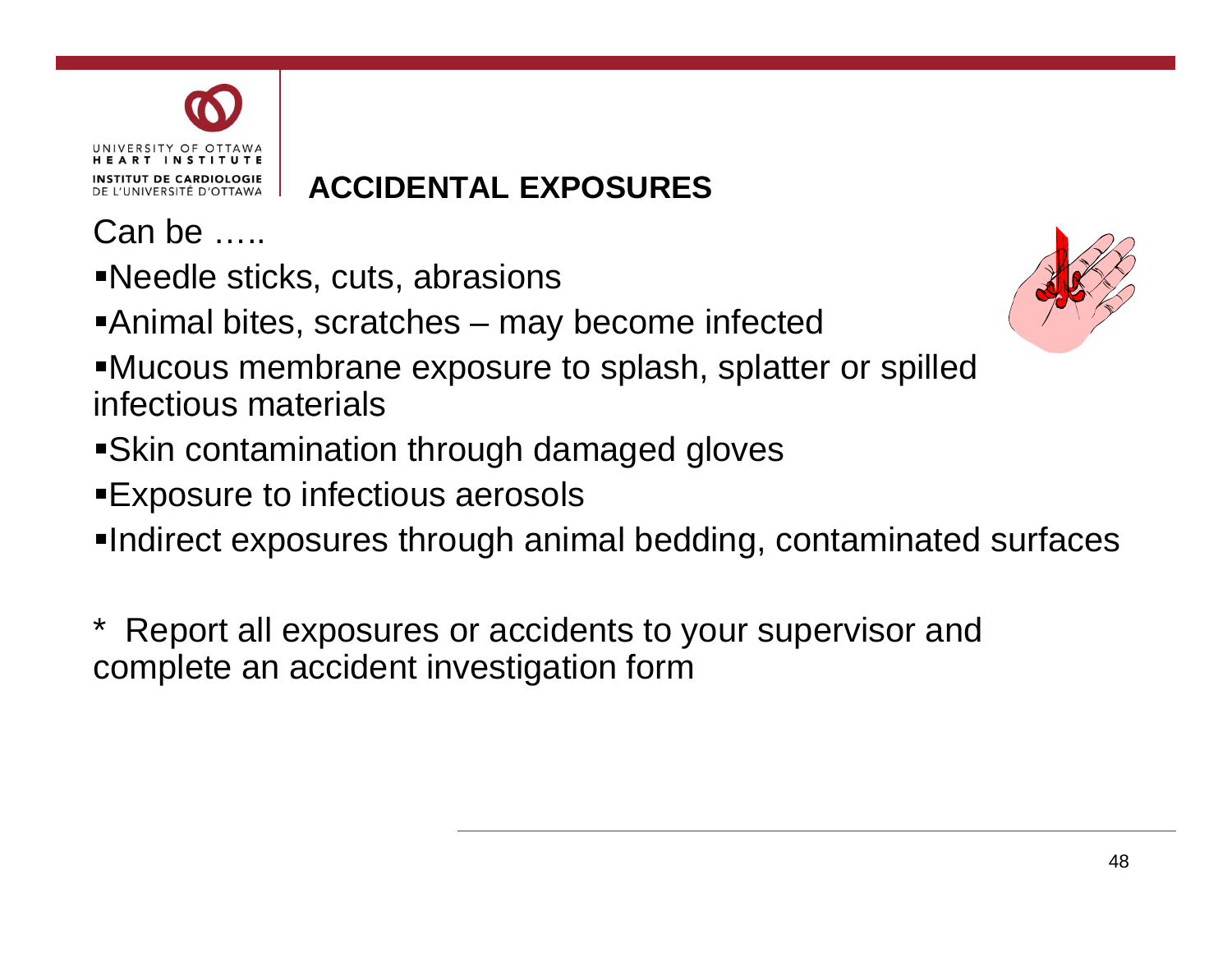## ACCIDENTAL EXPOSURES

Can be …..

- Needle sticks, cuts, abrasions
- Animal bites, scratches – may become infected
- Mucous membrane exposure to splash, splatter or spilled infectious materials
- Skin contamination through damaged gloves
- Exposure to infectious aerosols
- Indirect exposures through animal bedding, contaminated surfaces

* Report all exposures or accidents to your supervisor and complete an accident investigation form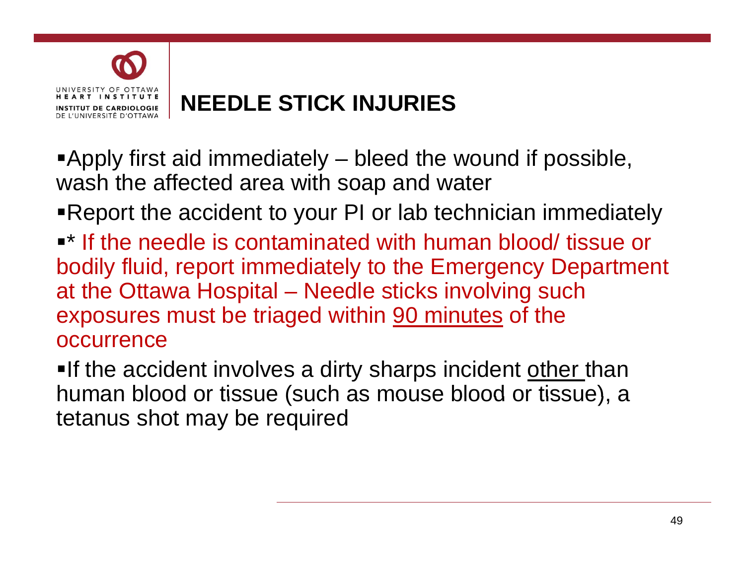# NEEDLE STICK INJURIES

- Apply first aid immediately – bleed the wound if possible, wash the affected area with soap and water
- Report the accident to your PI or lab technician immediately
- * If the needle is contaminated with human blood/ tissue or bodily fluid, report immediately to the Emergency Department at the Ottawa Hospital – Needle sticks involving such exposures must be triaged within <u>90 minutes</u> of the occurrence
- If the accident involves a dirty sharps incident <u>other</u> than human blood or tissue (such as mouse blood or tissue), a tetanus shot may be required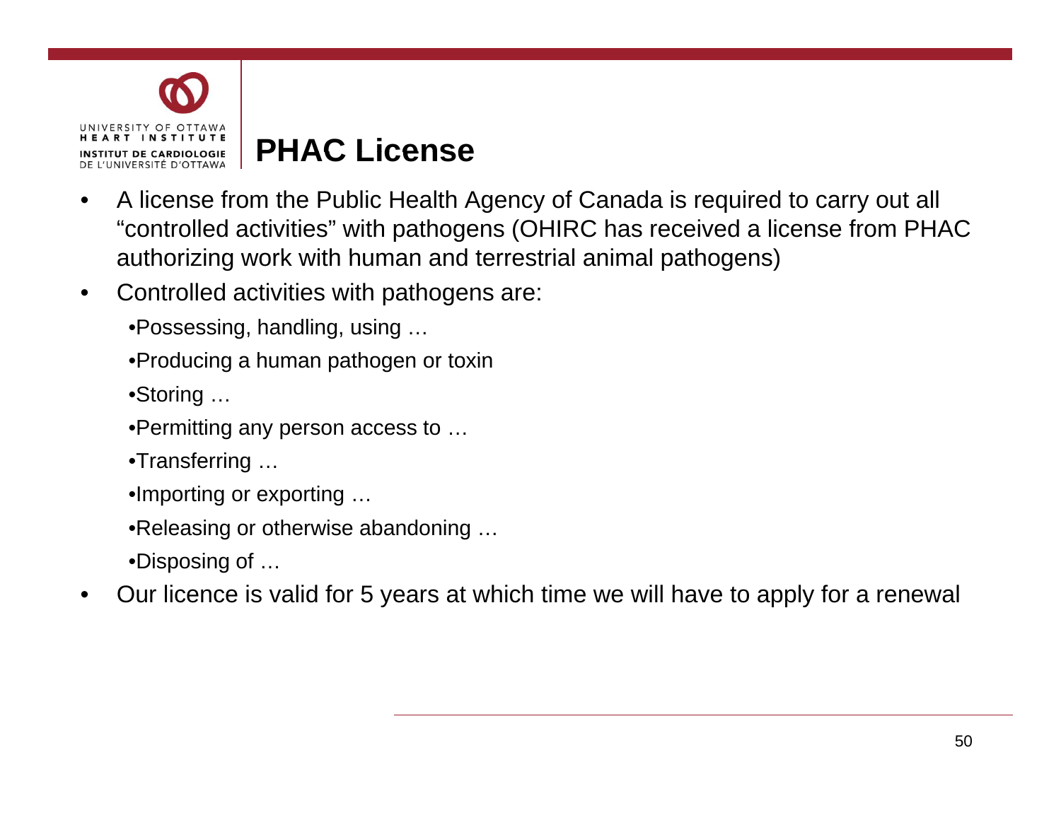# PHAC License

- A license from the Public Health Agency of Canada is required to carry out all "controlled activities" with pathogens (OHIRC has received a license from PHAC authorizing work with human and terrestrial animal pathogens)
- Controlled activities with pathogens are:
  - Possessing, handling, using …
  - Producing a human pathogen or toxin
  - Storing …
  - Permitting any person access to …
  - Transferring …
  - Importing or exporting …
  - Releasing or otherwise abandoning …
  - Disposing of …
- Our licence is valid for 5 years at which time we will have to apply for a renewal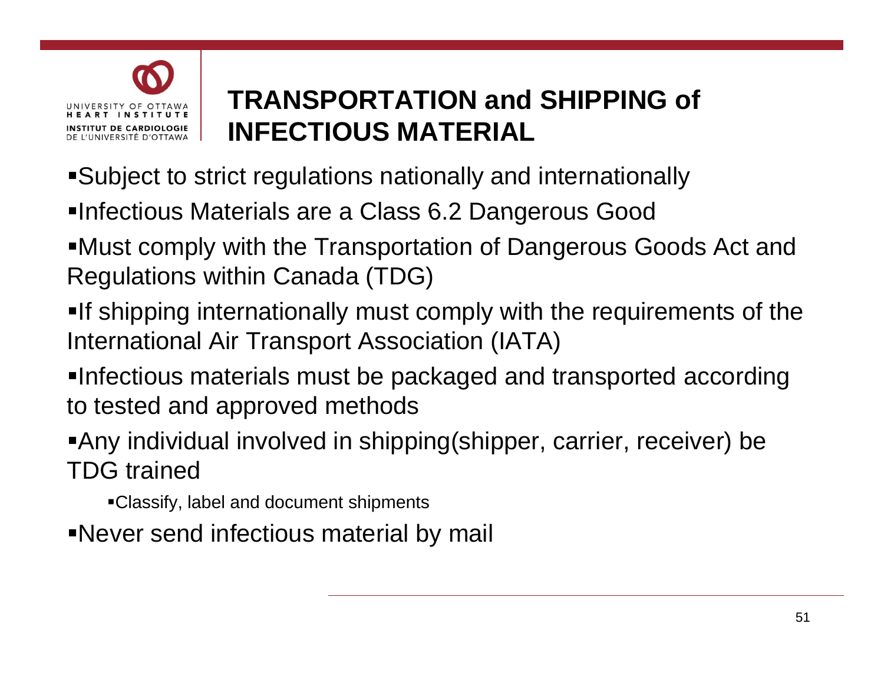# TRANSPORTATION and SHIPPING of INFECTIOUS MATERIAL

- Subject to strict regulations nationally and internationally
- Infectious Materials are a Class 6.2 Dangerous Good
- Must comply with the Transportation of Dangerous Goods Act and Regulations within Canada (TDG)
- If shipping internationally must comply with the requirements of the International Air Transport Association (IATA)
- Infectious materials must be packaged and transported according to tested and approved methods
- Any individual involved in shipping(shipper, carrier, receiver) be TDG trained
  - Classify, label and document shipments
- Never send infectious material by mail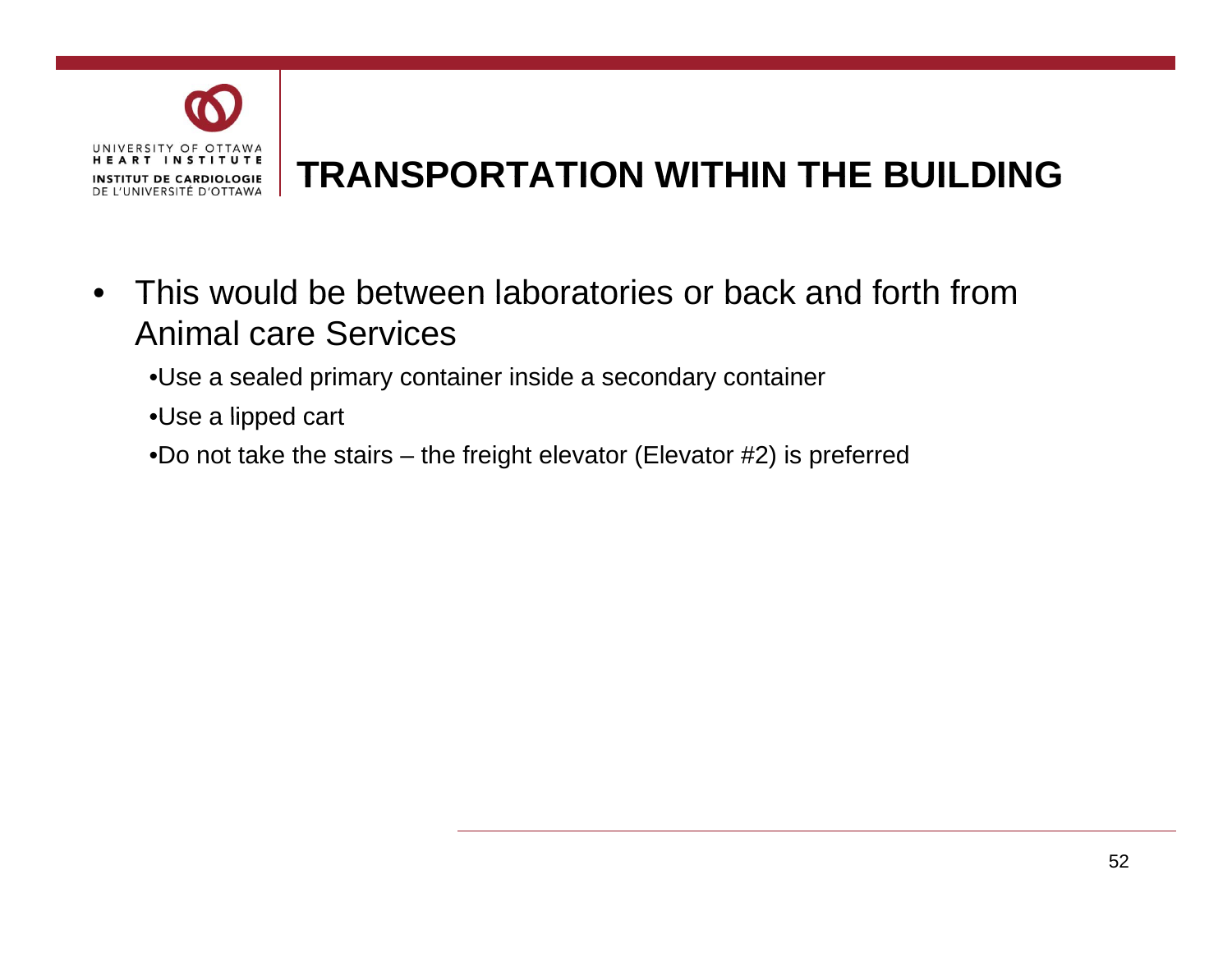# TRANSPORTATION WITHIN THE BUILDING

- This would be between laboratories or back and forth from Animal care Services
  - Use a sealed primary container inside a secondary container
  - Use a lipped cart
  - Do not take the stairs – the freight elevator (Elevator #2) is preferred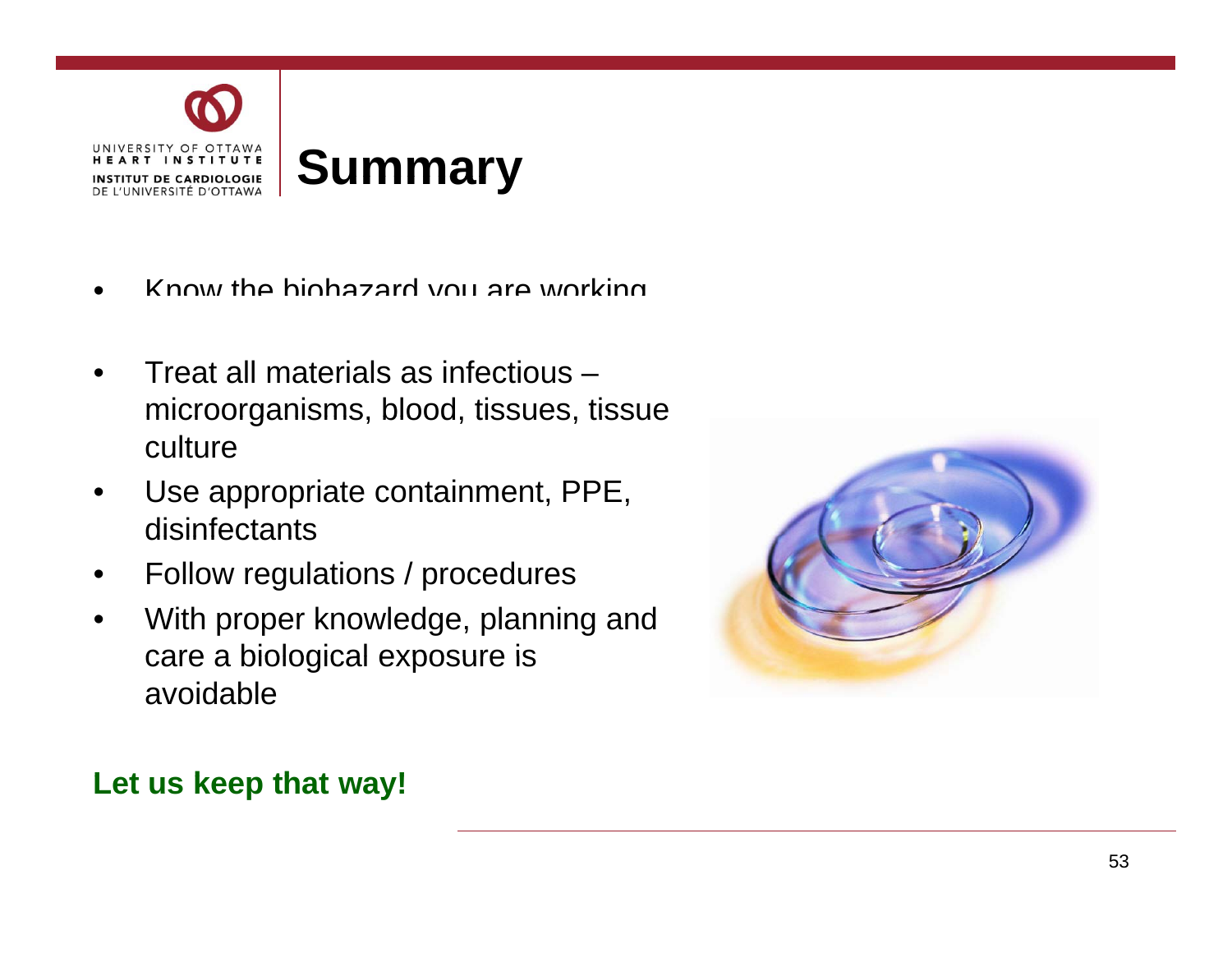# Summary

- Know the biohazard you are working
- Treat all materials as infectious – microorganisms, blood, tissues, tissue culture
- Use appropriate containment, PPE, disinfectants
- Follow regulations / procedures
- With proper knowledge, planning and care a biological exposure is avoidable

**Let us keep that way!**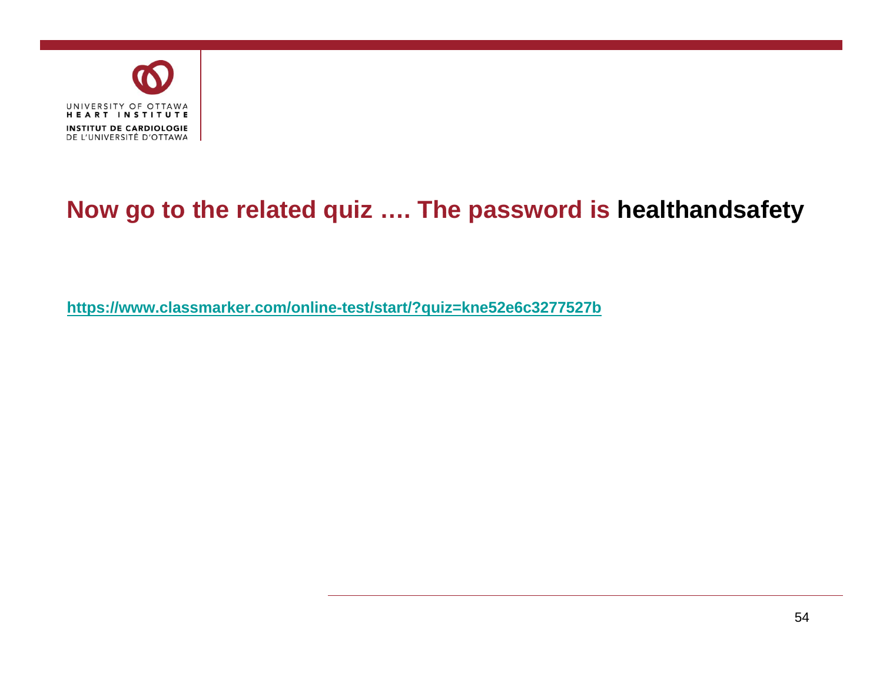**Now go to the related quiz …. The password is healthandsafety**

https://www.classmarker.com/online-test/start/?quiz=kne52e6c3277527b